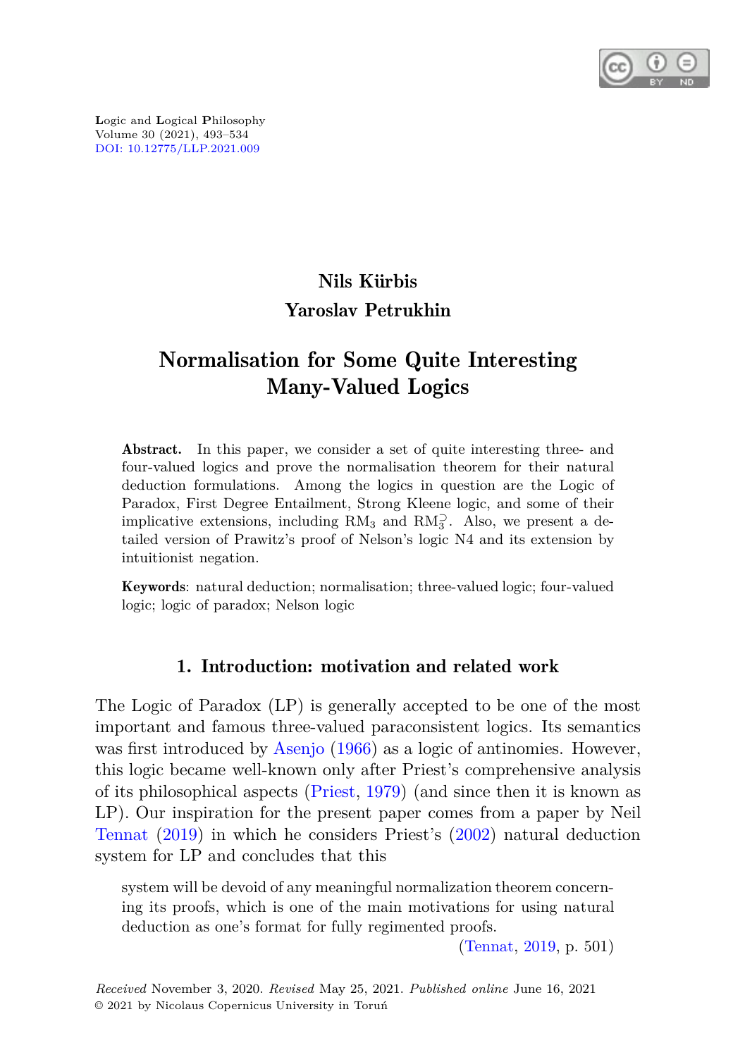Logic and Logical Philosophy
Volume 30 (2021), 493–534
DOI: 10.12775/LLP.2021.009

**Nils Kürbis**

**Yaroslav Petrukhin**

# Normalisation for Some Quite Interesting Many-Valued Logics

**Abstract.** In this paper, we consider a set of quite interesting three- and four-valued logics and prove the normalisation theorem for their natural deduction formulations. Among the logics in question are the Logic of Paradox, First Degree Entailment, Strong Kleene logic, and some of their implicative extensions, including $\mathrm{RM}_3$ and $\mathrm{RM}_3^{\supset}$. Also, we present a detailed version of Prawitz's proof of Nelson's logic N4 and its extension by intuitionist negation.

**Keywords**: natural deduction; normalisation; three-valued logic; four-valued logic; logic of paradox; Nelson logic

## 1. Introduction: motivation and related work

The Logic of Paradox (LP) is generally accepted to be one of the most important and famous three-valued paraconsistent logics. Its semantics was first introduced by Asenjo (1966) as a logic of antinomies. However, this logic became well-known only after Priest's comprehensive analysis of its philosophical aspects (Priest, 1979) (and since then it is known as LP). Our inspiration for the present paper comes from a paper by Neil Tennat (2019) in which he considers Priest's (2002) natural deduction system for LP and concludes that this

> system will be devoid of any meaningful normalization theorem concerning its proofs, which is one of the main motivations for using natural deduction as one's format for fully regimented proofs.
>
> (Tennat, 2019, p. 501)

*Received* November 3, 2020. *Revised* May 25, 2021. *Published online* June 16, 2021
© 2021 by Nicolaus Copernicus University in Toruń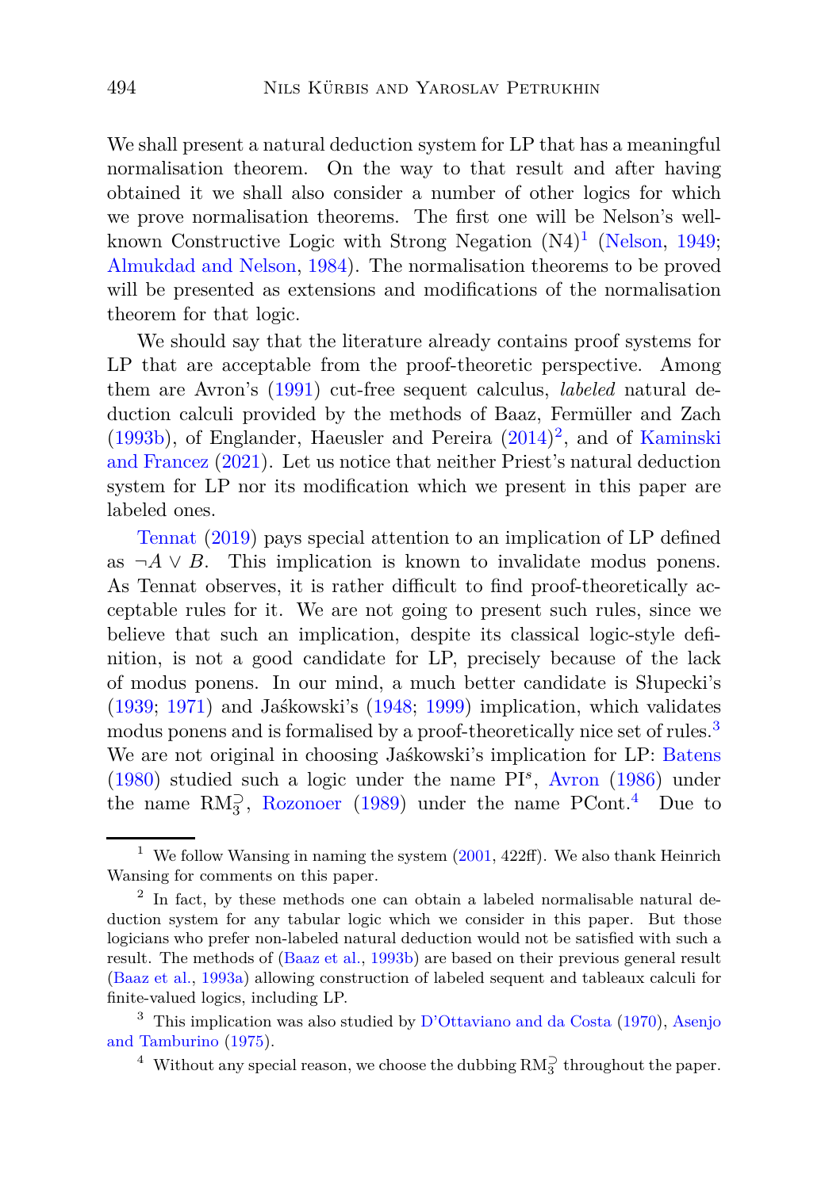We shall present a natural deduction system for LP that has a meaningful normalisation theorem. On the way to that result and after having obtained it we shall also consider a number of other logics for which we prove normalisation theorems. The first one will be Nelson's well-known Constructive Logic with Strong Negation (N4)[1] (Nelson, 1949; Almukdad and Nelson, 1984). The normalisation theorems to be proved will be presented as extensions and modifications of the normalisation theorem for that logic.

We should say that the literature already contains proof systems for LP that are acceptable from the proof-theoretic perspective. Among them are Avron's (1991) cut-free sequent calculus, *labeled* natural deduction calculi provided by the methods of Baaz, Fermüller and Zach (1993b), of Englander, Haeusler and Pereira (2014)[2], and of Kaminski and Francez (2021). Let us notice that neither Priest's natural deduction system for LP nor its modification which we present in this paper are labeled ones.

Tennat (2019) pays special attention to an implication of LP defined as $\neg A \vee B$. This implication is known to invalidate modus ponens. As Tennat observes, it is rather difficult to find proof-theoretically acceptable rules for it. We are not going to present such rules, since we believe that such an implication, despite its classical logic-style definition, is not a good candidate for LP, precisely because of the lack of modus ponens. In our mind, a much better candidate is Słupecki's (1939; 1971) and Jaśkowski's (1948; 1999) implication, which validates modus ponens and is formalised by a proof-theoretically nice set of rules.[3] We are not original in choosing Jaśkowski's implication for LP: Batens (1980) studied such a logic under the name $\mathrm{PI}^s$, Avron (1986) under the name $\mathrm{RM}_3^{\supset}$, Rozonoer (1989) under the name PCont.[4] Due to

[1] We follow Wansing in naming the system (2001, 422ff). We also thank Heinrich Wansing for comments on this paper.

[2] In fact, by these methods one can obtain a labeled normalisable natural deduction system for any tabular logic which we consider in this paper. But those logicians who prefer non-labeled natural deduction would not be satisfied with such a result. The methods of (Baaz et al., 1993b) are based on their previous general result (Baaz et al., 1993a) allowing construction of labeled sequent and tableaux calculi for finite-valued logics, including LP.

[3] This implication was also studied by D'Ottaviano and da Costa (1970), Asenjo and Tamburino (1975).

[4] Without any special reason, we choose the dubbing $\mathrm{RM}_3^{\supset}$ throughout the paper.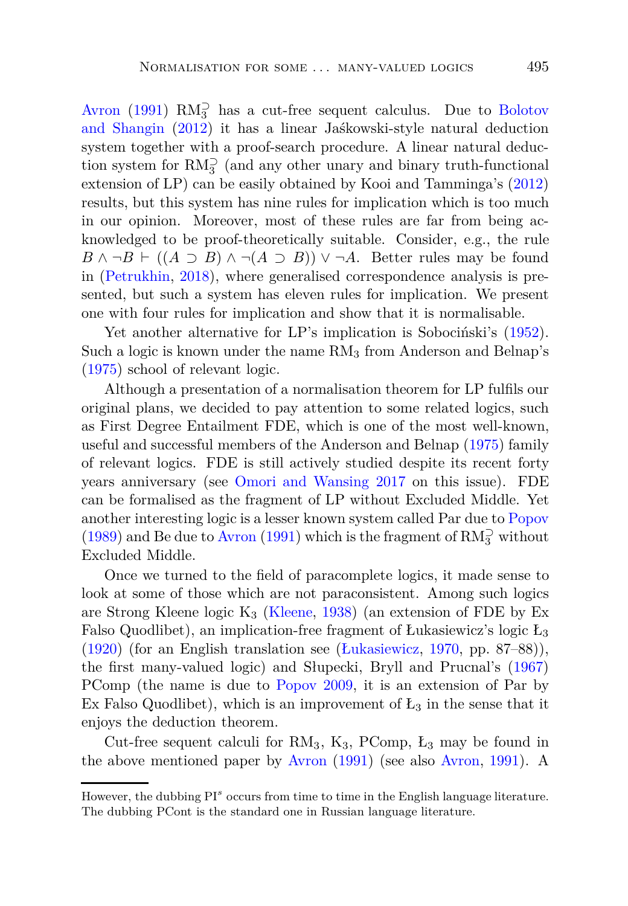Avron (1991) $\mathrm{RM}_3^{\supset}$ has a cut-free sequent calculus. Due to Bolotov and Shangin (2012) it has a linear Jaśkowski-style natural deduction system together with a proof-search procedure. A linear natural deduction system for $\mathrm{RM}_3^{\supset}$ (and any other unary and binary truth-functional extension of LP) can be easily obtained by Kooi and Tamminga's (2012) results, but this system has nine rules for implication which is too much in our opinion. Moreover, most of these rules are far from being acknowledged to be proof-theoretically suitable. Consider, e.g., the rule $B \wedge \neg B \vdash ((A \supset B) \wedge \neg(A \supset B)) \vee \neg A$. Better rules may be found in (Petrukhin, 2018), where generalised correspondence analysis is presented, but such a system has eleven rules for implication. We present one with four rules for implication and show that it is normalisable.

Yet another alternative for LP's implication is Sobociński's (1952). Such a logic is known under the name $\mathrm{RM}_3$ from Anderson and Belnap's (1975) school of relevant logic.

Although a presentation of a normalisation theorem for LP fulfils our original plans, we decided to pay attention to some related logics, such as First Degree Entailment FDE, which is one of the most well-known, useful and successful members of the Anderson and Belnap (1975) family of relevant logics. FDE is still actively studied despite its recent forty years anniversary (see Omori and Wansing 2017 on this issue). FDE can be formalised as the fragment of LP without Excluded Middle. Yet another interesting logic is a lesser known system called Par due to Popov (1989) and Be due to Avron (1991) which is the fragment of $\mathrm{RM}_3^{\supset}$ without Excluded Middle.

Once we turned to the field of paracomplete logics, it made sense to look at some of those which are not paraconsistent. Among such logics are Strong Kleene logic $\mathrm{K}_3$ (Kleene, 1938) (an extension of FDE by Ex Falso Quodlibet), an implication-free fragment of Łukasiewicz's logic $\text{Ł}_3$ (1920) (for an English translation see (Łukasiewicz, 1970, pp. 87–88)), the first many-valued logic) and Słupecki, Bryll and Prucnal's (1967) PComp (the name is due to Popov 2009, it is an extension of Par by Ex Falso Quodlibet), which is an improvement of $\text{Ł}_3$ in the sense that it enjoys the deduction theorem.

Cut-free sequent calculi for $\mathrm{RM}_3$, $\mathrm{K}_3$, PComp, $\text{Ł}_3$ may be found in the above mentioned paper by Avron (1991) (see also Avron, 1991). A

---

However, the dubbing $\mathrm{PI}^s$ occurs from time to time in the English language literature. The dubbing PCont is the standard one in Russian language literature.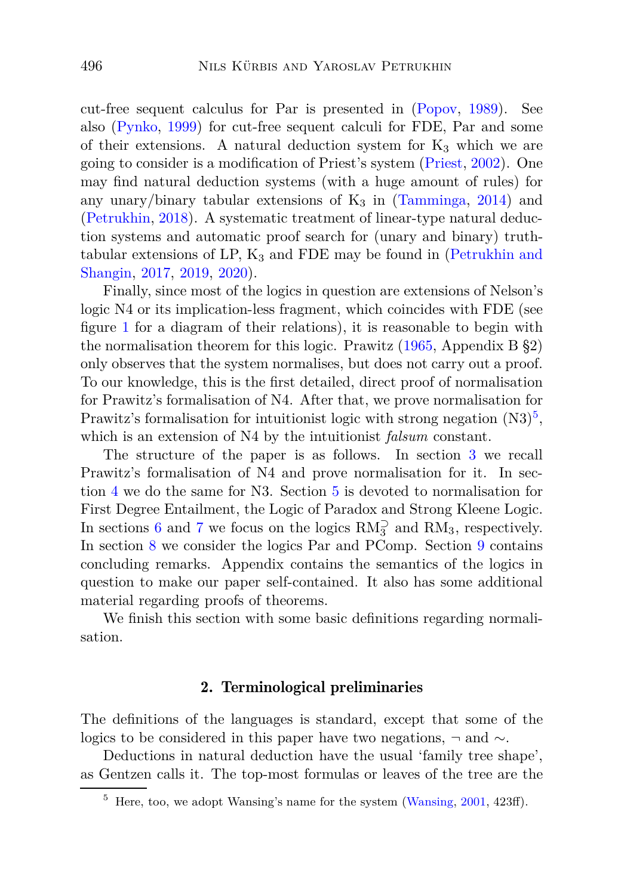cut-free sequent calculus for Par is presented in (Popov, 1989). See also (Pynko, 1999) for cut-free sequent calculi for FDE, Par and some of their extensions. A natural deduction system for $K_3$ which we are going to consider is a modification of Priest's system (Priest, 2002). One may find natural deduction systems (with a huge amount of rules) for any unary/binary tabular extensions of $K_3$ in (Tamminga, 2014) and (Petrukhin, 2018). A systematic treatment of linear-type natural deduction systems and automatic proof search for (unary and binary) truth-tabular extensions of LP, $K_3$ and FDE may be found in (Petrukhin and Shangin, 2017, 2019, 2020).

Finally, since most of the logics in question are extensions of Nelson's logic N4 or its implication-less fragment, which coincides with FDE (see figure 1 for a diagram of their relations), it is reasonable to begin with the normalisation theorem for this logic. Prawitz (1965, Appendix B §2) only observes that the system normalises, but does not carry out a proof. To our knowledge, this is the first detailed, direct proof of normalisation for Prawitz's formalisation of N4. After that, we prove normalisation for Prawitz's formalisation for intuitionist logic with strong negation (N3)[5], which is an extension of N4 by the intuitionist *falsum* constant.

The structure of the paper is as follows. In section 3 we recall Prawitz's formalisation of N4 and prove normalisation for it. In section 4 we do the same for N3. Section 5 is devoted to normalisation for First Degree Entailment, the Logic of Paradox and Strong Kleene Logic. In sections 6 and 7 we focus on the logics $\mathrm{RM}_3^{\supset}$ and $\mathrm{RM}_3$, respectively. In section 8 we consider the logics Par and PComp. Section 9 contains concluding remarks. Appendix contains the semantics of the logics in question to make our paper self-contained. It also has some additional material regarding proofs of theorems.

We finish this section with some basic definitions regarding normalisation.

## 2. Terminological preliminaries

The definitions of the languages is standard, except that some of the logics to be considered in this paper have two negations, $\neg$ and $\sim$.

Deductions in natural deduction have the usual 'family tree shape', as Gentzen calls it. The top-most formulas or leaves of the tree are the

[5] Here, too, we adopt Wansing's name for the system (Wansing, 2001, 423ff).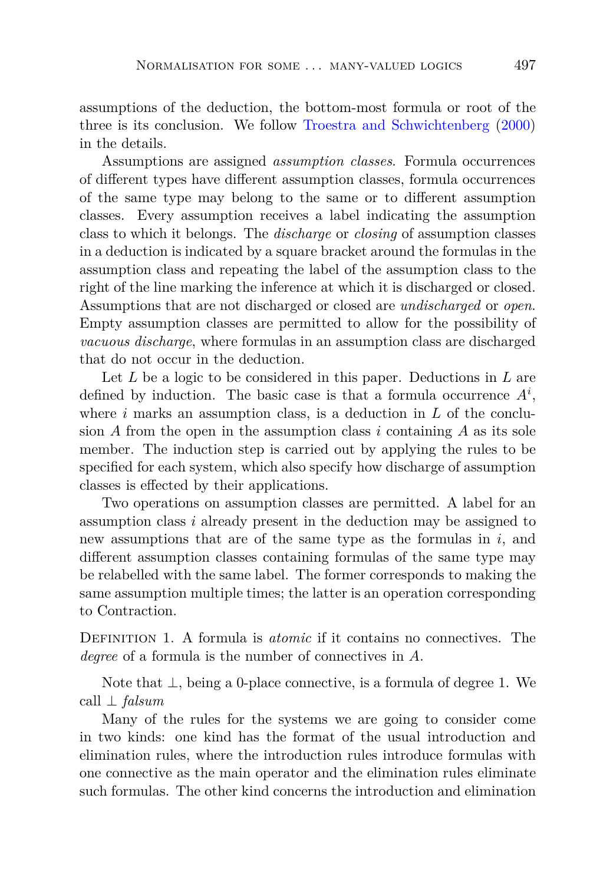assumptions of the deduction, the bottom-most formula or root of the three is its conclusion. We follow Troestra and Schwichtenberg (2000) in the details.

Assumptions are assigned *assumption classes*. Formula occurrences of different types have different assumption classes, formula occurrences of the same type may belong to the same or to different assumption classes. Every assumption receives a label indicating the assumption class to which it belongs. The *discharge* or *closing* of assumption classes in a deduction is indicated by a square bracket around the formulas in the assumption class and repeating the label of the assumption class to the right of the line marking the inference at which it is discharged or closed. Assumptions that are not discharged or closed are *undischarged* or *open*. Empty assumption classes are permitted to allow for the possibility of *vacuous discharge*, where formulas in an assumption class are discharged that do not occur in the deduction.

Let $L$ be a logic to be considered in this paper. Deductions in $L$ are defined by induction. The basic case is that a formula occurrence $A^i$, where $i$ marks an assumption class, is a deduction in $L$ of the conclusion $A$ from the open in the assumption class $i$ containing $A$ as its sole member. The induction step is carried out by applying the rules to be specified for each system, which also specify how discharge of assumption classes is effected by their applications.

Two operations on assumption classes are permitted. A label for an assumption class $i$ already present in the deduction may be assigned to new assumptions that are of the same type as the formulas in $i$, and different assumption classes containing formulas of the same type may be relabelled with the same label. The former corresponds to making the same assumption multiple times; the latter is an operation corresponding to Contraction.

Definition 1. A formula is *atomic* if it contains no connectives. The *degree* of a formula is the number of connectives in $A$.

Note that $\bot$, being a 0-place connective, is a formula of degree 1. We call $\bot$ *falsum*

Many of the rules for the systems we are going to consider come in two kinds: one kind has the format of the usual introduction and elimination rules, where the introduction rules introduce formulas with one connective as the main operator and the elimination rules eliminate such formulas. The other kind concerns the introduction and elimination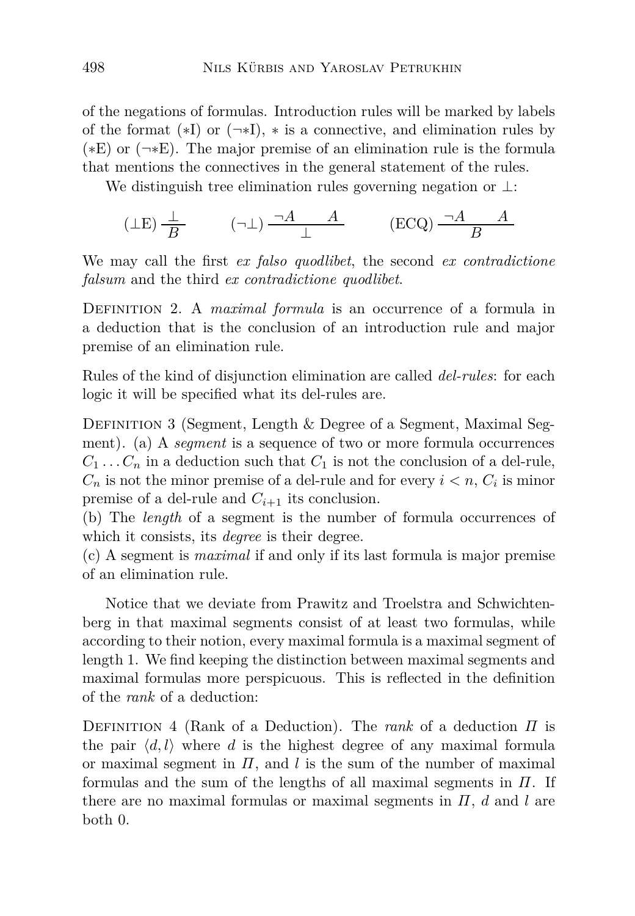of the negations of formulas. Introduction rules will be marked by labels of the format $(*\text{I})$ or $(\neg *\text{I})$, $*$ is a connective, and elimination rules by $(*\text{E})$ or $(\neg *\text{E})$. The major premise of an elimination rule is the formula that mentions the connectives in the general statement of the rules.

We distinguish tree elimination rules governing negation or $\bot$:

$$(\bot\text{E})\ \frac{\bot}{B} \qquad\qquad (\neg\bot)\ \frac{\neg A \qquad A}{\bot} \qquad\qquad (\text{ECQ})\ \frac{\neg A \qquad A}{B}$$

We may call the first *ex falso quodlibet*, the second *ex contradictione falsum* and the third *ex contradictione quodlibet*.

Definition 2. A *maximal formula* is an occurrence of a formula in a deduction that is the conclusion of an introduction rule and major premise of an elimination rule.

Rules of the kind of disjunction elimination are called *del-rules*: for each logic it will be specified what its del-rules are.

Definition 3 (Segment, Length & Degree of a Segment, Maximal Segment). (a) A *segment* is a sequence of two or more formula occurrences $C_1 \dots C_n$ in a deduction such that $C_1$ is not the conclusion of a del-rule, $C_n$ is not the minor premise of a del-rule and for every $i < n$, $C_i$ is minor premise of a del-rule and $C_{i+1}$ its conclusion.

(b) The *length* of a segment is the number of formula occurrences of which it consists, its *degree* is their degree.

(c) A segment is *maximal* if and only if its last formula is major premise of an elimination rule.

Notice that we deviate from Prawitz and Troelstra and Schwichtenberg in that maximal segments consist of at least two formulas, while according to their notion, every maximal formula is a maximal segment of length 1. We find keeping the distinction between maximal segments and maximal formulas more perspicuous. This is reflected in the definition of the *rank* of a deduction:

Definition 4 (Rank of a Deduction). The *rank* of a deduction $\Pi$ is the pair $\langle d, l \rangle$ where $d$ is the highest degree of any maximal formula or maximal segment in $\Pi$, and $l$ is the sum of the number of maximal formulas and the sum of the lengths of all maximal segments in $\Pi$. If there are no maximal formulas or maximal segments in $\Pi$, $d$ and $l$ are both 0.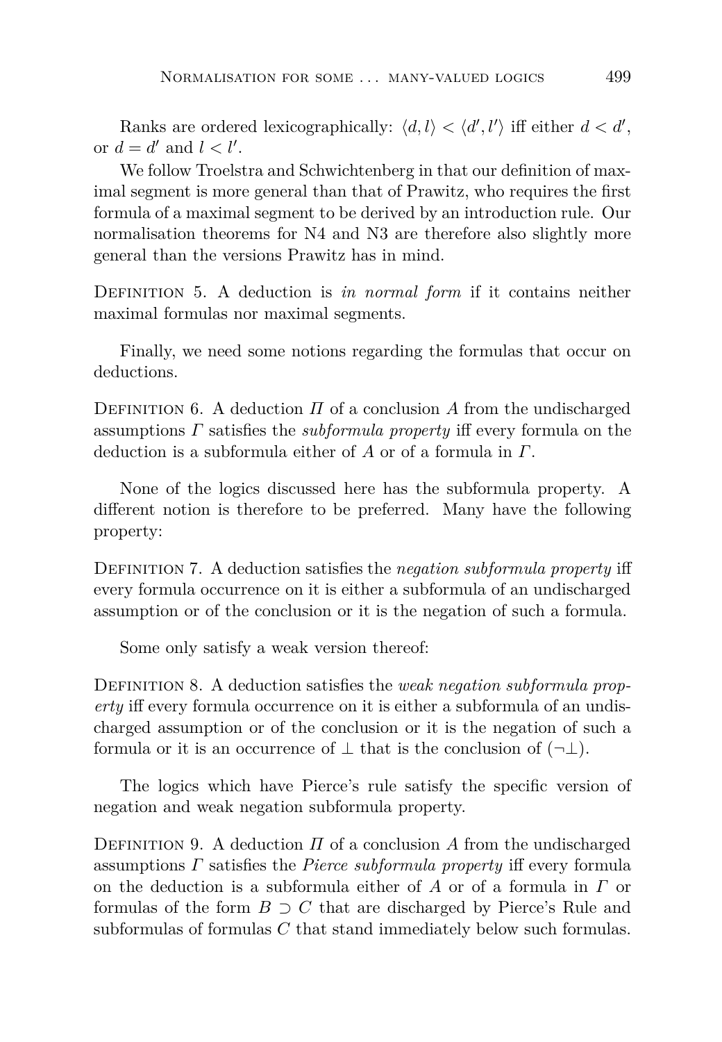Ranks are ordered lexicographically: $\langle d, l \rangle < \langle d', l' \rangle$ iff either $d < d'$, or $d = d'$ and $l < l'$.

We follow Troelstra and Schwichtenberg in that our definition of maximal segment is more general than that of Prawitz, who requires the first formula of a maximal segment to be derived by an introduction rule. Our normalisation theorems for N4 and N3 are therefore also slightly more general than the versions Prawitz has in mind.

Definition 5. A deduction is *in normal form* if it contains neither maximal formulas nor maximal segments.

Finally, we need some notions regarding the formulas that occur on deductions.

Definition 6. A deduction $\Pi$ of a conclusion $A$ from the undischarged assumptions $\Gamma$ satisfies the *subformula property* iff every formula on the deduction is a subformula either of $A$ or of a formula in $\Gamma$.

None of the logics discussed here has the subformula property. A different notion is therefore to be preferred. Many have the following property:

Definition 7. A deduction satisfies the *negation subformula property* iff every formula occurrence on it is either a subformula of an undischarged assumption or of the conclusion or it is the negation of such a formula.

Some only satisfy a weak version thereof:

Definition 8. A deduction satisfies the *weak negation subformula property* iff every formula occurrence on it is either a subformula of an undischarged assumption or of the conclusion or it is the negation of such a formula or it is an occurrence of $\bot$ that is the conclusion of $(\neg\bot)$.

The logics which have Pierce's rule satisfy the specific version of negation and weak negation subformula property.

Definition 9. A deduction $\Pi$ of a conclusion $A$ from the undischarged assumptions $\Gamma$ satisfies the *Pierce subformula property* iff every formula on the deduction is a subformula either of $A$ or of a formula in $\Gamma$ or formulas of the form $B \supset C$ that are discharged by Pierce's Rule and subformulas of formulas $C$ that stand immediately below such formulas.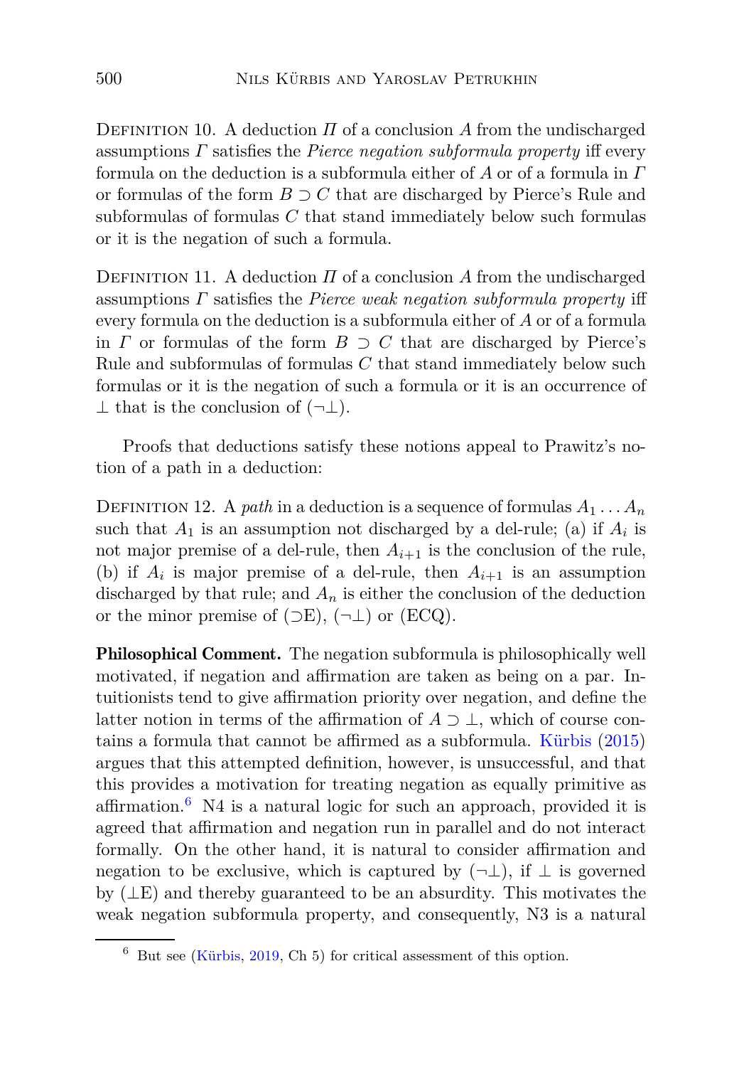Definition 10. A deduction $\Pi$ of a conclusion $A$ from the undischarged assumptions $\Gamma$ satisfies the *Pierce negation subformula property* iff every formula on the deduction is a subformula either of $A$ or of a formula in $\Gamma$ or formulas of the form $B \supset C$ that are discharged by Pierce's Rule and subformulas of formulas $C$ that stand immediately below such formulas or it is the negation of such a formula.

Definition 11. A deduction $\Pi$ of a conclusion $A$ from the undischarged assumptions $\Gamma$ satisfies the *Pierce weak negation subformula property* iff every formula on the deduction is a subformula either of $A$ or of a formula in $\Gamma$ or formulas of the form $B \supset C$ that are discharged by Pierce's Rule and subformulas of formulas $C$ that stand immediately below such formulas or it is the negation of such a formula or it is an occurrence of $\bot$ that is the conclusion of $(\neg\bot)$.

Proofs that deductions satisfy these notions appeal to Prawitz's notion of a path in a deduction:

Definition 12. A *path* in a deduction is a sequence of formulas $A_1 \ldots A_n$ such that $A_1$ is an assumption not discharged by a del-rule; (a) if $A_i$ is not major premise of a del-rule, then $A_{i+1}$ is the conclusion of the rule, (b) if $A_i$ is major premise of a del-rule, then $A_{i+1}$ is an assumption discharged by that rule; and $A_n$ is either the conclusion of the deduction or the minor premise of $(\supset\mathrm{E})$, $(\neg\bot)$ or (ECQ).

**Philosophical Comment.** The negation subformula is philosophically well motivated, if negation and affirmation are taken as being on a par. Intuitionists tend to give affirmation priority over negation, and define the latter notion in terms of the affirmation of $A \supset \bot$, which of course contains a formula that cannot be affirmed as a subformula. Kürbis (2015) argues that this attempted definition, however, is unsuccessful, and that this provides a motivation for treating negation as equally primitive as affirmation.[6] N4 is a natural logic for such an approach, provided it is agreed that affirmation and negation run in parallel and do not interact formally. On the other hand, it is natural to consider affirmation and negation to be exclusive, which is captured by $(\neg\bot)$, if $\bot$ is governed by $(\bot\mathrm{E})$ and thereby guaranteed to be an absurdity. This motivates the weak negation subformula property, and consequently, N3 is a natural

[6] But see (Kürbis, 2019, Ch 5) for critical assessment of this option.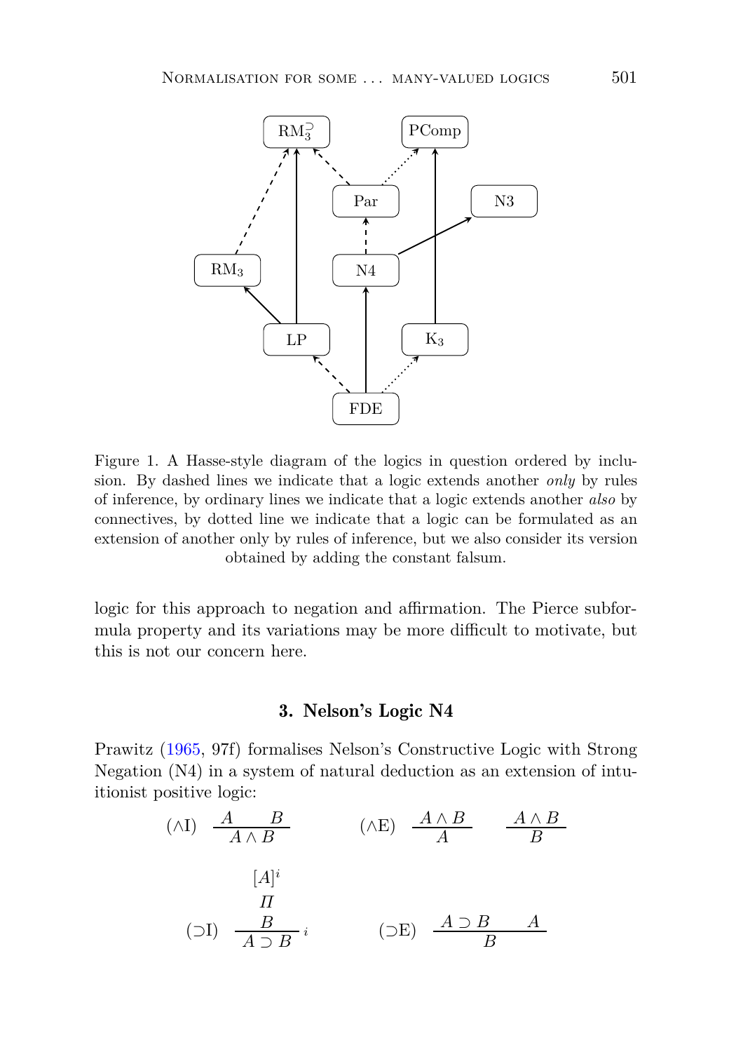Figure 1. A Hasse-style diagram of the logics in question ordered by inclusion. By dashed lines we indicate that a logic extends another *only* by rules of inference, by ordinary lines we indicate that a logic extends another *also* by connectives, by dotted line we indicate that a logic can be formulated as an extension of another only by rules of inference, but we also consider its version obtained by adding the constant falsum.

logic for this approach to negation and affirmation. The Pierce subformula property and its variations may be more difficult to motivate, but this is not our concern here.

## 3. Nelson's Logic N4

Prawitz (1965, 97f) formalises Nelson's Constructive Logic with Strong Negation (N4) in a system of natural deduction as an extension of intuitionist positive logic:

$$(\wedge\text{I})\ \ \frac{A \qquad B}{A \wedge B} \qquad\qquad (\wedge\text{E})\ \ \frac{A \wedge B}{A} \qquad \frac{A \wedge B}{B}$$

$$(\supset\text{I})\ \ \frac{\begin{array}{c}[A]^i \\ \Pi \\ B\end{array}}{A \supset B}\,i \qquad\qquad (\supset\text{E})\ \ \frac{A \supset B \qquad A}{B}$$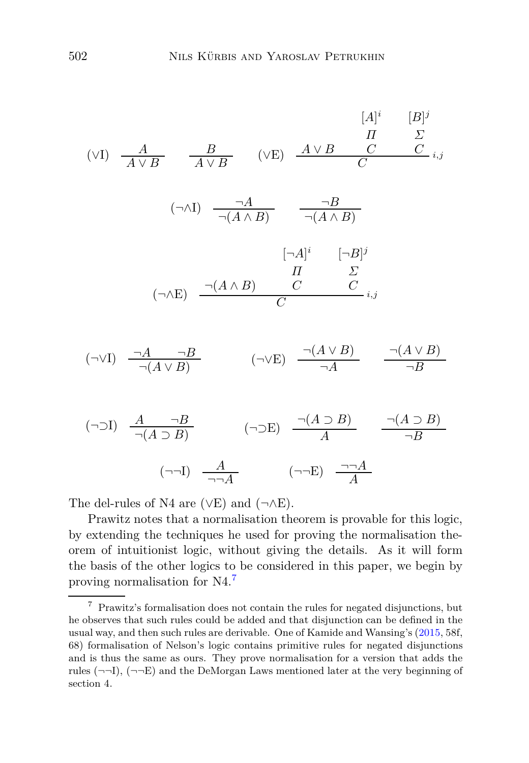$$(\vee\mathrm{I})\quad \frac{A}{A\vee B}\qquad \frac{B}{A\vee B}\qquad\qquad (\vee\mathrm{E})\quad \frac{A\vee B\qquad \begin{matrix}[A]^i\\ \Pi\\ C\end{matrix}\qquad \begin{matrix}[B]^j\\ \Sigma\\ C\end{matrix}}{C}\,{\scriptstyle i,j}$$

$$(\neg\wedge\mathrm{I})\quad \frac{\neg A}{\neg(A\wedge B)}\qquad \frac{\neg B}{\neg(A\wedge B)}$$

$$(\neg\wedge\mathrm{E})\quad \frac{\neg(A\wedge B)\qquad \begin{matrix}[\neg A]^i\\ \Pi\\ C\end{matrix}\qquad \begin{matrix}[\neg B]^j\\ \Sigma\\ C\end{matrix}}{C}\,{\scriptstyle i,j}$$

$$(\neg\vee\mathrm{I})\quad \frac{\neg A\qquad \neg B}{\neg(A\vee B)}\qquad\qquad (\neg\vee\mathrm{E})\quad \frac{\neg(A\vee B)}{\neg A}\qquad \frac{\neg(A\vee B)}{\neg B}$$

$$(\neg\supset\mathrm{I})\quad \frac{A\qquad \neg B}{\neg(A\supset B)}\qquad\qquad (\neg\supset\mathrm{E})\quad \frac{\neg(A\supset B)}{A}\qquad \frac{\neg(A\supset B)}{\neg B}$$

$$(\neg\neg\mathrm{I})\quad \frac{A}{\neg\neg A}\qquad\qquad (\neg\neg\mathrm{E})\quad \frac{\neg\neg A}{A}$$

The del-rules of N4 are ($\vee$E) and ($\neg\wedge$E).

Prawitz notes that a normalisation theorem is provable for this logic, by extending the techniques he used for proving the normalisation theorem of intuitionist logic, without giving the details. As it will form the basis of the other logics to be considered in this paper, we begin by proving normalisation for N4.[7]

---

[7] Prawitz's formalisation does not contain the rules for negated disjunctions, but he observes that such rules could be added and that disjunction can be defined in the usual way, and then such rules are derivable. One of Kamide and Wansing's (2015, 58f, 68) formalisation of Nelson's logic contains primitive rules for negated disjunctions and is thus the same as ours. They prove normalisation for a version that adds the rules ($\neg\neg$I), ($\neg\neg$E) and the DeMorgan Laws mentioned later at the very beginning of section 4.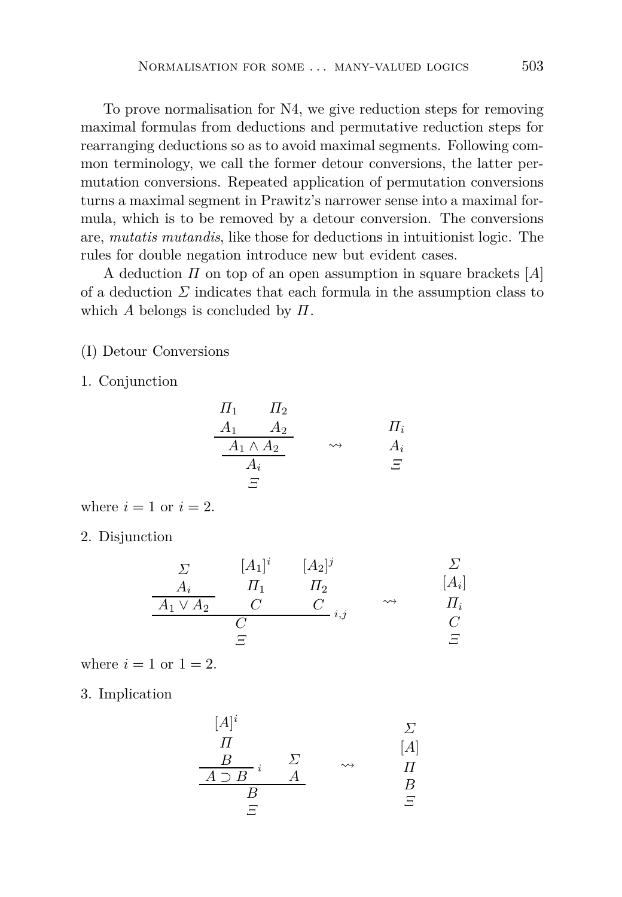To prove normalisation for N4, we give reduction steps for removing maximal formulas from deductions and permutative reduction steps for rearranging deductions so as to avoid maximal segments. Following common terminology, we call the former detour conversions, the latter permutation conversions. Repeated application of permutation conversions turns a maximal segment in Prawitz's narrower sense into a maximal formula, which is to be removed by a detour conversion. The conversions are, *mutatis mutandis*, like those for deductions in intuitionist logic. The rules for double negation introduce new but evident cases.

A deduction $\Pi$ on top of an open assumption in square brackets $[A]$ of a deduction $\Sigma$ indicates that each formula in the assumption class to which $A$ belongs is concluded by $\Pi$.

(I) Detour Conversions

1. Conjunction

$$
\dfrac{\dfrac{\begin{matrix}\Pi_1 \\ A_1\end{matrix} \qquad \begin{matrix}\Pi_2 \\ A_2\end{matrix}}{A_1 \wedge A_2}}{\begin{matrix}A_i \\ \Xi\end{matrix}}
\qquad \rightsquigarrow \qquad
\begin{matrix}\Pi_i \\ A_i \\ \Xi\end{matrix}
$$

where $i = 1$ or $i = 2$.

2. Disjunction

$$
\dfrac{\dfrac{\begin{matrix}\Sigma \\ A_i\end{matrix}}{A_1 \vee A_2} \qquad \begin{matrix}[A_1]^i \\ \Pi_1 \\ C\end{matrix} \qquad \begin{matrix}[A_2]^j \\ \Pi_2 \\ C\end{matrix}}{\begin{matrix}C \\ \Xi\end{matrix}}\, {}_{i,j}
\qquad \rightsquigarrow \qquad
\begin{matrix}\Sigma \\ [A_i] \\ \Pi_i \\ C \\ \Xi\end{matrix}
$$

where $i = 1$ or $1 = 2$.

3. Implication

$$
\dfrac{\dfrac{\begin{matrix}[A]^i \\ \Pi \\ B\end{matrix}}{A \supset B}\, {}_i \qquad \begin{matrix}\Sigma \\ A\end{matrix}}{\begin{matrix}B \\ \Xi\end{matrix}}
\qquad \rightsquigarrow \qquad
\begin{matrix}\Sigma \\ [A] \\ \Pi \\ B \\ \Xi\end{matrix}
$$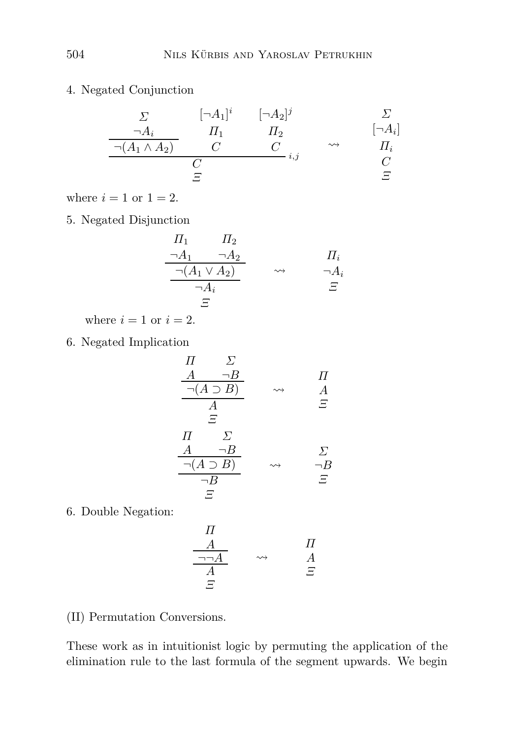4. Negated Conjunction

$$
\dfrac{\dfrac{\begin{array}{c}\varSigma \\ \neg A_i\end{array}}{\neg(A_1 \wedge A_2)} \qquad \begin{array}{c}[\neg A_1]^i \\ \varPi_1 \\ C\end{array} \qquad \begin{array}{c}[\neg A_2]^j \\ \varPi_2 \\ C\end{array}}{\begin{array}{c}C \\ \varXi\end{array}}{\scriptstyle i,j} \quad \rightsquigarrow \quad \begin{array}{c}\varSigma \\ [\neg A_i] \\ \varPi_i \\ C \\ \varXi\end{array}
$$

where $i = 1$ or $1 = 2$.

5. Negated Disjunction

$$
\dfrac{\dfrac{\begin{array}{c}\varPi_1 \\ \neg A_1\end{array} \qquad \begin{array}{c}\varPi_2 \\ \neg A_2\end{array}}{\neg(A_1 \vee A_2)}}{\begin{array}{c}\neg A_i \\ \varXi\end{array}} \quad \rightsquigarrow \quad \begin{array}{c}\varPi_i \\ \neg A_i \\ \varXi\end{array}
$$

where $i = 1$ or $i = 2$.

6. Negated Implication

$$
\dfrac{\dfrac{\begin{array}{c}\varPi \\ A\end{array} \qquad \begin{array}{c}\varSigma \\ \neg B\end{array}}{\neg(A \supset B)}}{\begin{array}{c}A \\ \varXi\end{array}} \quad \rightsquigarrow \quad \begin{array}{c}\varPi \\ A \\ \varXi\end{array}
$$

$$
\dfrac{\dfrac{\begin{array}{c}\varPi \\ A\end{array} \qquad \begin{array}{c}\varSigma \\ \neg B\end{array}}{\neg(A \supset B)}}{\begin{array}{c}\neg B \\ \varXi\end{array}} \quad \rightsquigarrow \quad \begin{array}{c}\varSigma \\ \neg B \\ \varXi\end{array}
$$

6. Double Negation:

$$
\dfrac{\dfrac{\begin{array}{c}\varPi \\ A\end{array}}{\neg\neg A}}{\begin{array}{c}A \\ \varXi\end{array}} \quad \rightsquigarrow \quad \begin{array}{c}\varPi \\ A \\ \varXi\end{array}
$$

(II) Permutation Conversions.

These work as in intuitionist logic by permuting the application of the elimination rule to the last formula of the segment upwards. We begin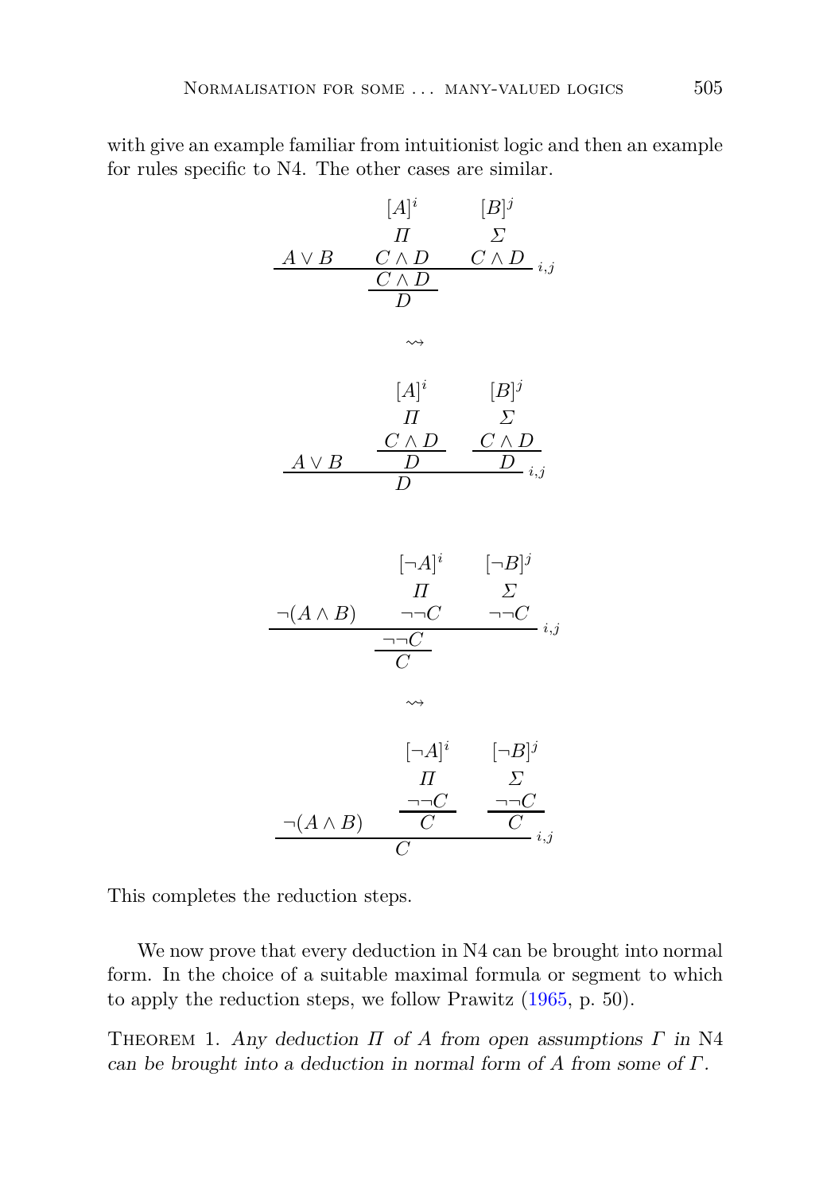with give an example familiar from intuitionist logic and then an example for rules specific to N4. The other cases are similar.

$$
\dfrac{\dfrac{A \vee B \qquad \begin{matrix}[A]^i \\ \Pi \\ C \wedge D\end{matrix} \qquad \begin{matrix}[B]^j \\ \Sigma \\ C \wedge D\end{matrix}}{C \wedge D}\, {\scriptstyle i,j}}{D}
$$

$$\rightsquigarrow$$

$$
\dfrac{A \vee B \qquad \begin{matrix}[A]^i \\ \Pi \\ \dfrac{C \wedge D}{D}\end{matrix} \qquad \begin{matrix}[B]^j \\ \Sigma \\ \dfrac{C \wedge D}{D}\end{matrix}}{D}\, {\scriptstyle i,j}
$$

$$
\dfrac{\dfrac{\neg(A \wedge B) \qquad \begin{matrix}[\neg A]^i \\ \Pi \\ \neg\neg C\end{matrix} \qquad \begin{matrix}[\neg B]^j \\ \Sigma \\ \neg\neg C\end{matrix}}{\neg\neg C}\, {\scriptstyle i,j}}{C}
$$

$$\rightsquigarrow$$

$$
\dfrac{\neg(A \wedge B) \qquad \begin{matrix}[\neg A]^i \\ \Pi \\ \dfrac{\neg\neg C}{C}\end{matrix} \qquad \begin{matrix}[\neg B]^j \\ \Sigma \\ \dfrac{\neg\neg C}{C}\end{matrix}}{C}\, {\scriptstyle i,j}
$$

This completes the reduction steps.

We now prove that every deduction in N4 can be brought into normal form. In the choice of a suitable maximal formula or segment to which to apply the reduction steps, we follow Prawitz (1965, p. 50).

Theorem 1. *Any deduction $\Pi$ of $A$ from open assumptions $\Gamma$ in* N4 *can be brought into a deduction in normal form of $A$ from some of $\Gamma$.*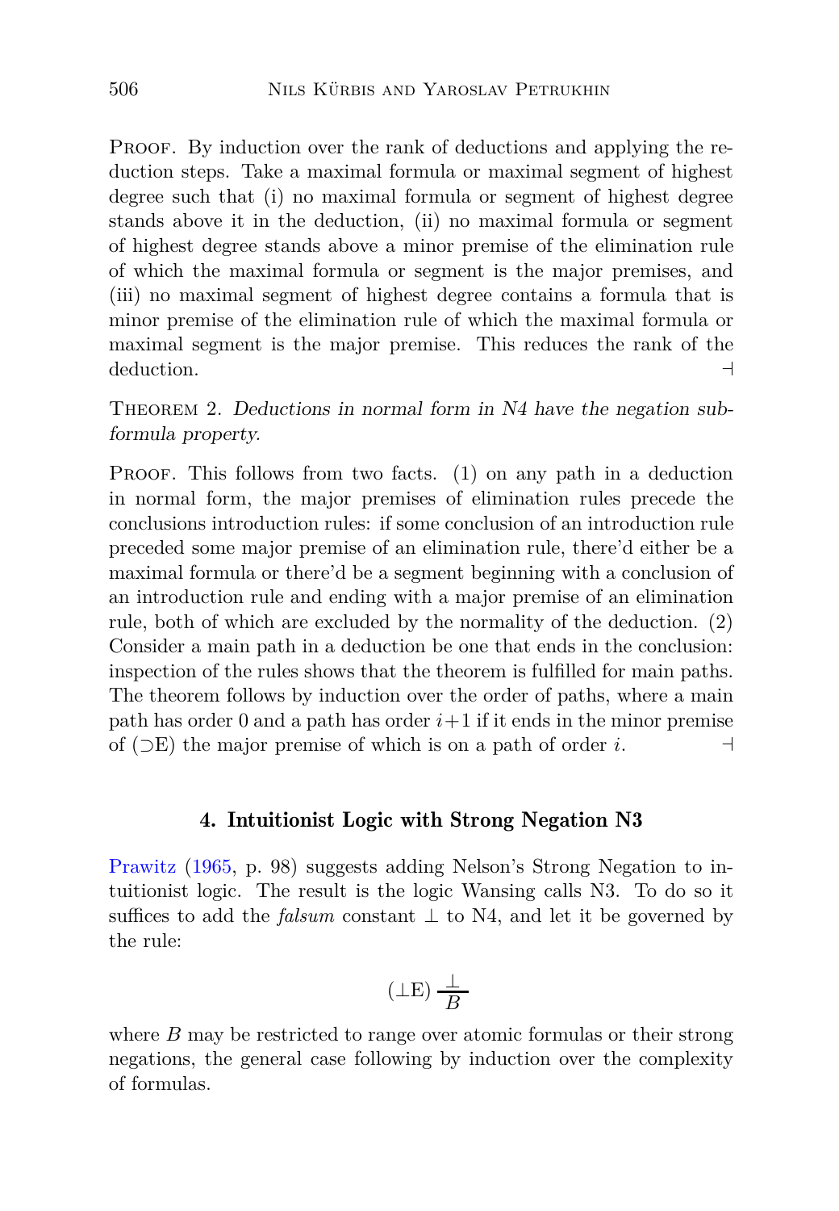Proof. By induction over the rank of deductions and applying the reduction steps. Take a maximal formula or maximal segment of highest degree such that (i) no maximal formula or segment of highest degree stands above it in the deduction, (ii) no maximal formula or segment of highest degree stands above a minor premise of the elimination rule of which the maximal formula or segment is the major premises, and (iii) no maximal segment of highest degree contains a formula that is minor premise of the elimination rule of which the maximal formula or maximal segment is the major premise. This reduces the rank of the deduction. ⊣

Theorem 2. *Deductions in normal form in N4 have the negation subformula property.*

Proof. This follows from two facts. (1) on any path in a deduction in normal form, the major premises of elimination rules precede the conclusions introduction rules: if some conclusion of an introduction rule preceded some major premise of an elimination rule, there'd either be a maximal formula or there'd be a segment beginning with a conclusion of an introduction rule and ending with a major premise of an elimination rule, both of which are excluded by the normality of the deduction. (2) Consider a main path in a deduction be one that ends in the conclusion: inspection of the rules shows that the theorem is fulfilled for main paths. The theorem follows by induction over the order of paths, where a main path has order 0 and a path has order $i+1$ if it ends in the minor premise of ($\supset$E) the major premise of which is on a path of order $i$. ⊣

## 4. Intuitionist Logic with Strong Negation N3

Prawitz (1965, p. 98) suggests adding Nelson's Strong Negation to intuitionist logic. The result is the logic Wansing calls N3. To do so it suffices to add the *falsum* constant $\bot$ to N4, and let it be governed by the rule:

$$(\bot\text{E})\ \frac{\bot}{B}$$

where $B$ may be restricted to range over atomic formulas or their strong negations, the general case following by induction over the complexity of formulas.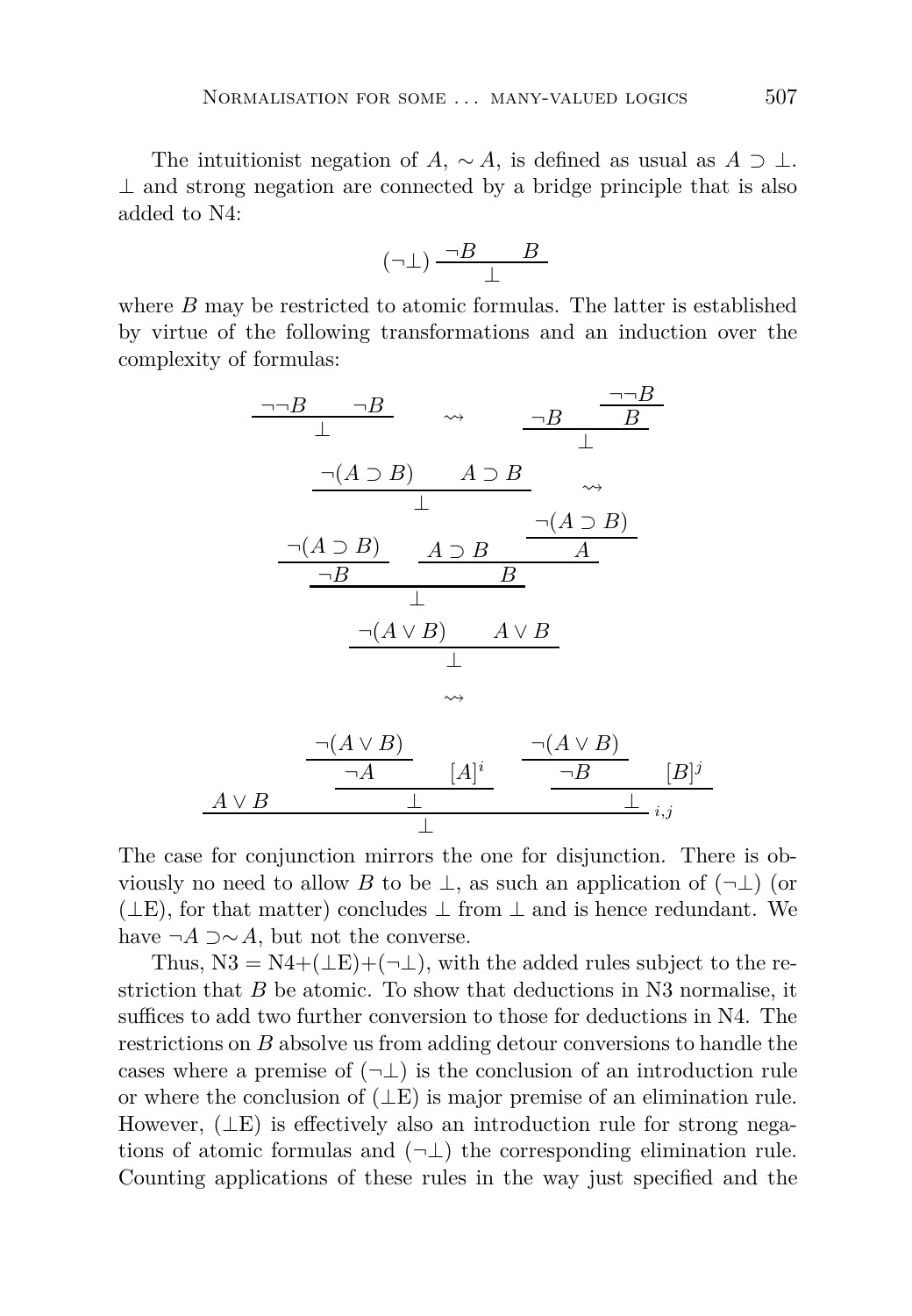The intuitionist negation of $A$, $\sim A$, is defined as usual as $A \supset \bot$. $\bot$ and strong negation are connected by a bridge principle that is also added to N4:

$$(\neg\bot)\ \frac{\neg B \qquad B}{\bot}$$

where $B$ may be restricted to atomic formulas. The latter is established by virtue of the following transformations and an induction over the complexity of formulas:

$$\frac{\neg\neg B \qquad \neg B}{\bot} \quad \rightsquigarrow \quad \frac{\neg B \qquad \dfrac{\neg\neg B}{B}}{\bot}$$

$$\frac{\neg(A \supset B) \qquad A \supset B}{\bot} \quad \rightsquigarrow$$

$$\frac{\dfrac{\neg(A \supset B)}{\neg B} \qquad \dfrac{A \supset B \qquad \dfrac{\neg(A \supset B)}{A}}{B}}{\bot}$$

$$\frac{\neg(A \vee B) \qquad A \vee B}{\bot}$$

$$\rightsquigarrow$$

$$\frac{A \vee B \qquad \dfrac{\dfrac{\neg(A \vee B)}{\neg A} \qquad [A]^i}{\bot} \qquad \dfrac{\dfrac{\neg(A \vee B)}{\neg B} \qquad [B]^j}{\bot}}{\bot}\ {}_{i,j}$$

The case for conjunction mirrors the one for disjunction. There is obviously no need to allow $B$ to be $\bot$, as such an application of $(\neg\bot)$ (or $(\bot\text{E})$, for that matter) concludes $\bot$ from $\bot$ and is hence redundant. We have $\neg A \supset \sim A$, but not the converse.

Thus, $\text{N3} = \text{N4}+(\bot\text{E})+(\neg\bot)$, with the added rules subject to the restriction that $B$ be atomic. To show that deductions in N3 normalise, it suffices to add two further conversion to those for deductions in N4. The restrictions on $B$ absolve us from adding detour conversions to handle the cases where a premise of $(\neg\bot)$ is the conclusion of an introduction rule or where the conclusion of $(\bot\text{E})$ is major premise of an elimination rule. However, $(\bot\text{E})$ is effectively also an introduction rule for strong negations of atomic formulas and $(\neg\bot)$ the corresponding elimination rule. Counting applications of these rules in the way just specified and the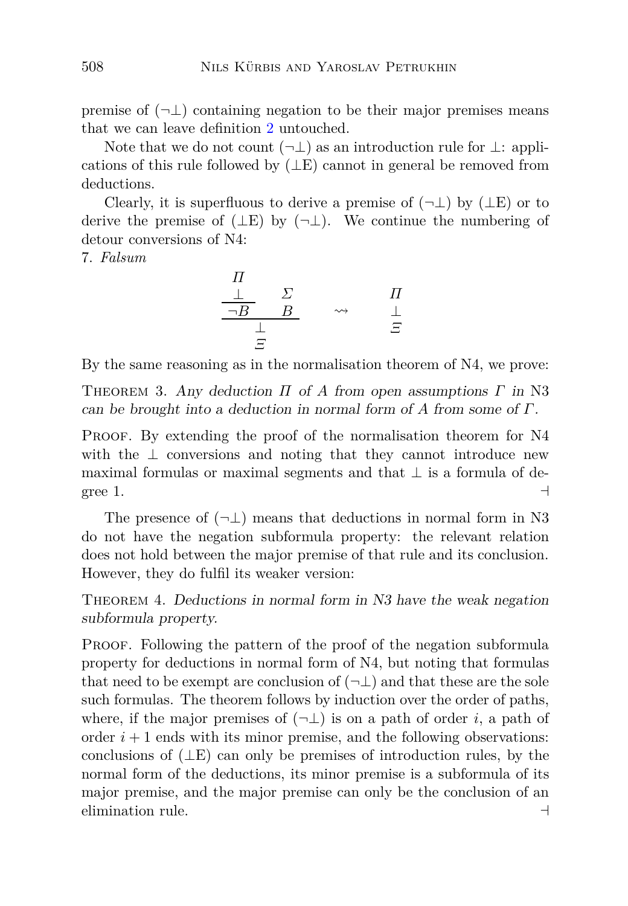premise of $(\neg\bot)$ containing negation to be their major premises means that we can leave definition 2 untouched.

Note that we do not count $(\neg\bot)$ as an introduction rule for $\bot$: applications of this rule followed by $(\bot\text{E})$ cannot in general be removed from deductions.

Clearly, it is superfluous to derive a premise of $(\neg\bot)$ by $(\bot\text{E})$ or to derive the premise of $(\bot\text{E})$ by $(\neg\bot)$. We continue the numbering of detour conversions of N4:

7. *Falsum*

$$\dfrac{\dfrac{\begin{matrix}\Pi \\ \bot\end{matrix}}{\neg B} \qquad \begin{matrix}\Sigma \\ B\end{matrix}}{\begin{matrix}\bot \\ \Xi\end{matrix}} \quad \rightsquigarrow \quad \begin{matrix}\Pi \\ \bot \\ \Xi\end{matrix}$$

By the same reasoning as in the normalisation theorem of N4, we prove:

Theorem 3. *Any deduction $\Pi$ of $A$ from open assumptions $\Gamma$ in* N3 *can be brought into a deduction in normal form of $A$ from some of $\Gamma$.*

Proof. By extending the proof of the normalisation theorem for N4 with the $\bot$ conversions and noting that they cannot introduce new maximal formulas or maximal segments and that $\bot$ is a formula of degree 1. ⊣

The presence of $(\neg\bot)$ means that deductions in normal form in N3 do not have the negation subformula property: the relevant relation does not hold between the major premise of that rule and its conclusion. However, they do fulfil its weaker version:

Theorem 4. *Deductions in normal form in N3 have the weak negation subformula property.*

Proof. Following the pattern of the proof of the negation subformula property for deductions in normal form of N4, but noting that formulas that need to be exempt are conclusion of $(\neg\bot)$ and that these are the sole such formulas. The theorem follows by induction over the order of paths, where, if the major premises of $(\neg\bot)$ is on a path of order $i$, a path of order $i + 1$ ends with its minor premise, and the following observations: conclusions of $(\bot\text{E})$ can only be premises of introduction rules, by the normal form of the deductions, its minor premise is a subformula of its major premise, and the major premise can only be the conclusion of an elimination rule. ⊣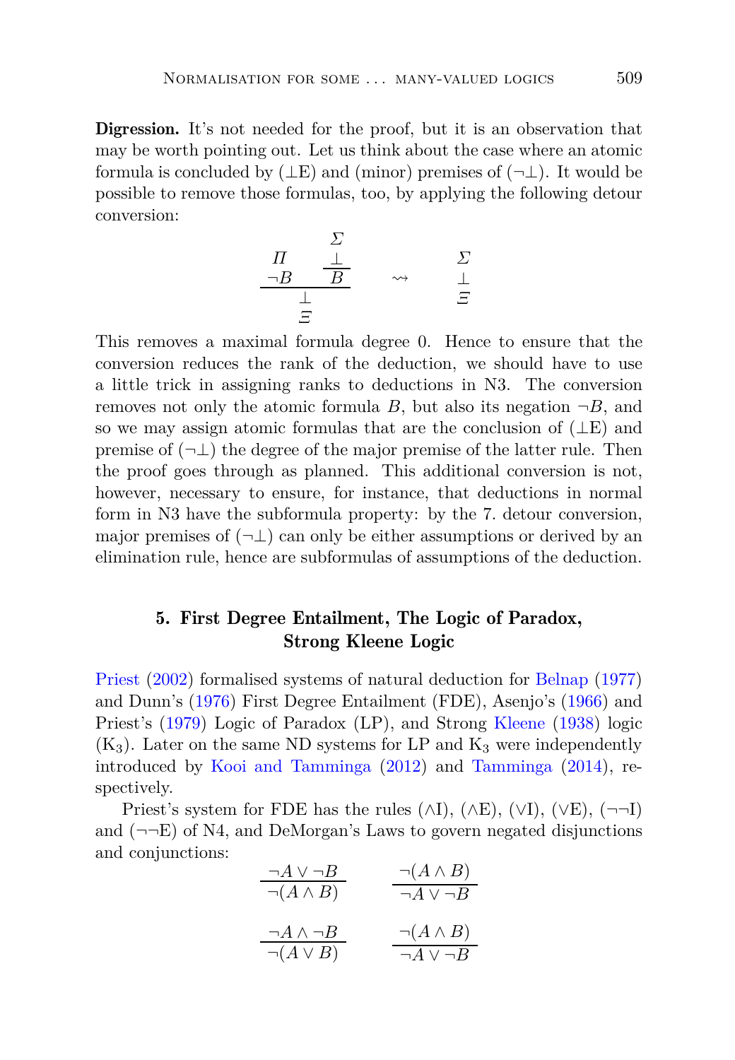**Digression.** It's not needed for the proof, but it is an observation that may be worth pointing out. Let us think about the case where an atomic formula is concluded by ($\bot$E) and (minor) premises of ($\neg\bot$). It would be possible to remove those formulas, too, by applying the following detour conversion:

$$\dfrac{\begin{matrix}\Pi \\ \neg B\end{matrix} \qquad \dfrac{\begin{matrix}\Sigma \\ \bot\end{matrix}}{B}}{\begin{matrix}\bot \\ \Xi\end{matrix}} \quad \rightsquigarrow \quad \begin{matrix}\Sigma \\ \bot \\ \Xi\end{matrix}$$

This removes a maximal formula degree 0. Hence to ensure that the conversion reduces the rank of the deduction, we should have to use a little trick in assigning ranks to deductions in N3. The conversion removes not only the atomic formula $B$, but also its negation $\neg B$, and so we may assign atomic formulas that are the conclusion of ($\bot$E) and premise of ($\neg\bot$) the degree of the major premise of the latter rule. Then the proof goes through as planned. This additional conversion is not, however, necessary to ensure, for instance, that deductions in normal form in N3 have the subformula property: by the 7. detour conversion, major premises of ($\neg\bot$) can only be either assumptions or derived by an elimination rule, hence are subformulas of assumptions of the deduction.

## 5. First Degree Entailment, The Logic of Paradox, Strong Kleene Logic

Priest (2002) formalised systems of natural deduction for Belnap (1977) and Dunn's (1976) First Degree Entailment (FDE), Asenjo's (1966) and Priest's (1979) Logic of Paradox (LP), and Strong Kleene (1938) logic ($K_3$). Later on the same ND systems for LP and $K_3$ were independently introduced by Kooi and Tamminga (2012) and Tamminga (2014), respectively.

Priest's system for FDE has the rules ($\wedge$I), ($\wedge$E), ($\vee$I), ($\vee$E), ($\neg\neg$I) and ($\neg\neg$E) of N4, and DeMorgan's Laws to govern negated disjunctions and conjunctions:

$$\frac{\neg A \vee \neg B}{\neg(A \wedge B)} \qquad \frac{\neg(A \wedge B)}{\neg A \vee \neg B}$$

$$\frac{\neg A \wedge \neg B}{\neg(A \vee B)} \qquad \frac{\neg(A \wedge B)}{\neg A \vee \neg B}$$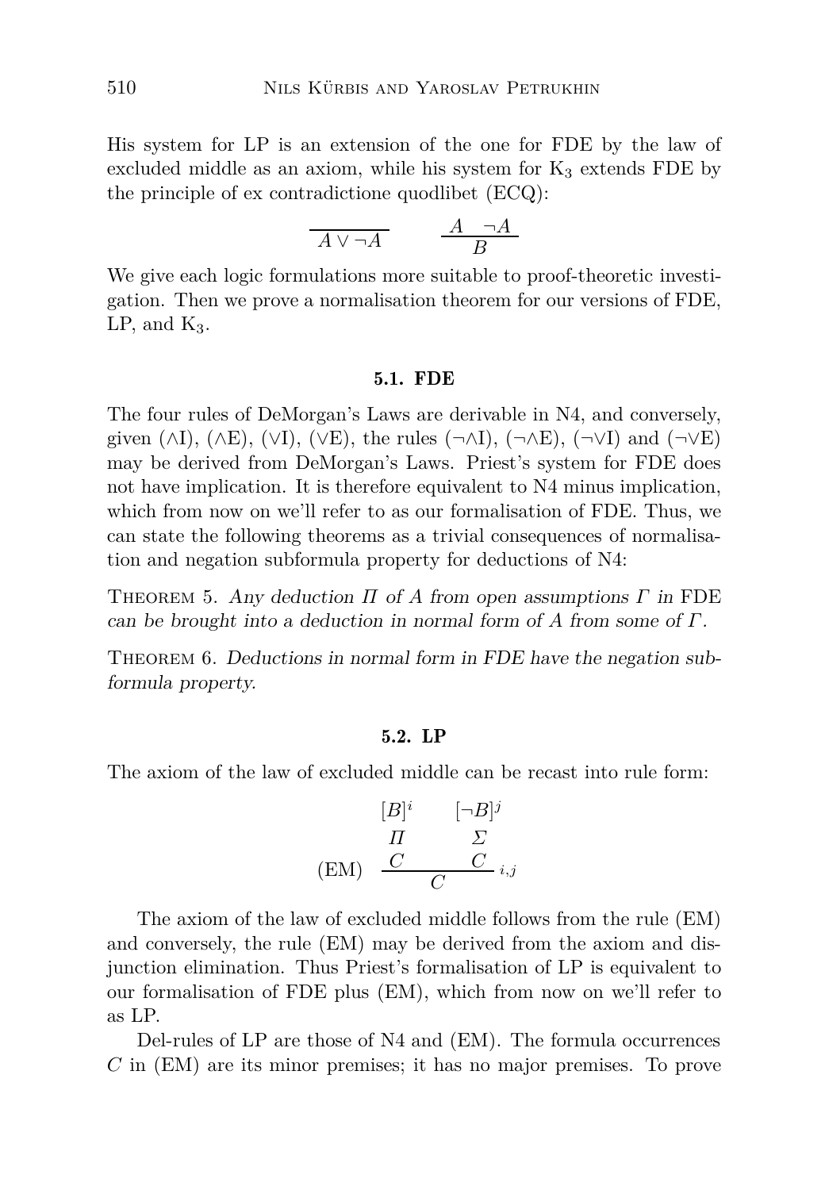His system for LP is an extension of the one for FDE by the law of excluded middle as an axiom, while his system for $K_3$ extends FDE by the principle of ex contradictione quodlibet (ECQ):

$$\frac{}{A \vee \neg A} \qquad \frac{A \quad \neg A}{B}$$

We give each logic formulations more suitable to proof-theoretic investigation. Then we prove a normalisation theorem for our versions of FDE, LP, and $K_3$.

### 5.1. FDE

The four rules of DeMorgan's Laws are derivable in N4, and conversely, given ($\wedge$I), ($\wedge$E), ($\vee$I), ($\vee$E), the rules ($\neg\wedge$I), ($\neg\wedge$E), ($\neg\vee$I) and ($\neg\vee$E) may be derived from DeMorgan's Laws. Priest's system for FDE does not have implication. It is therefore equivalent to N4 minus implication, which from now on we'll refer to as our formalisation of FDE. Thus, we can state the following theorems as a trivial consequences of normalisation and negation subformula property for deductions of N4:

Theorem 5. *Any deduction $\Pi$ of $A$ from open assumptions $\Gamma$ in* FDE *can be brought into a deduction in normal form of $A$ from some of $\Gamma$.*

Theorem 6. *Deductions in normal form in FDE have the negation subformula property.*

### 5.2. LP

The axiom of the law of excluded middle can be recast into rule form:

$$(\text{EM}) \quad \frac{\begin{matrix} [B]^i \\ \Pi \\ C \end{matrix} \qquad \begin{matrix} [\neg B]^j \\ \Sigma \\ C \end{matrix}}{C}\, {}_{i,j}$$

The axiom of the law of excluded middle follows from the rule (EM) and conversely, the rule (EM) may be derived from the axiom and disjunction elimination. Thus Priest's formalisation of LP is equivalent to our formalisation of FDE plus (EM), which from now on we'll refer to as LP.

Del-rules of LP are those of N4 and (EM). The formula occurrences $C$ in (EM) are its minor premises; it has no major premises. To prove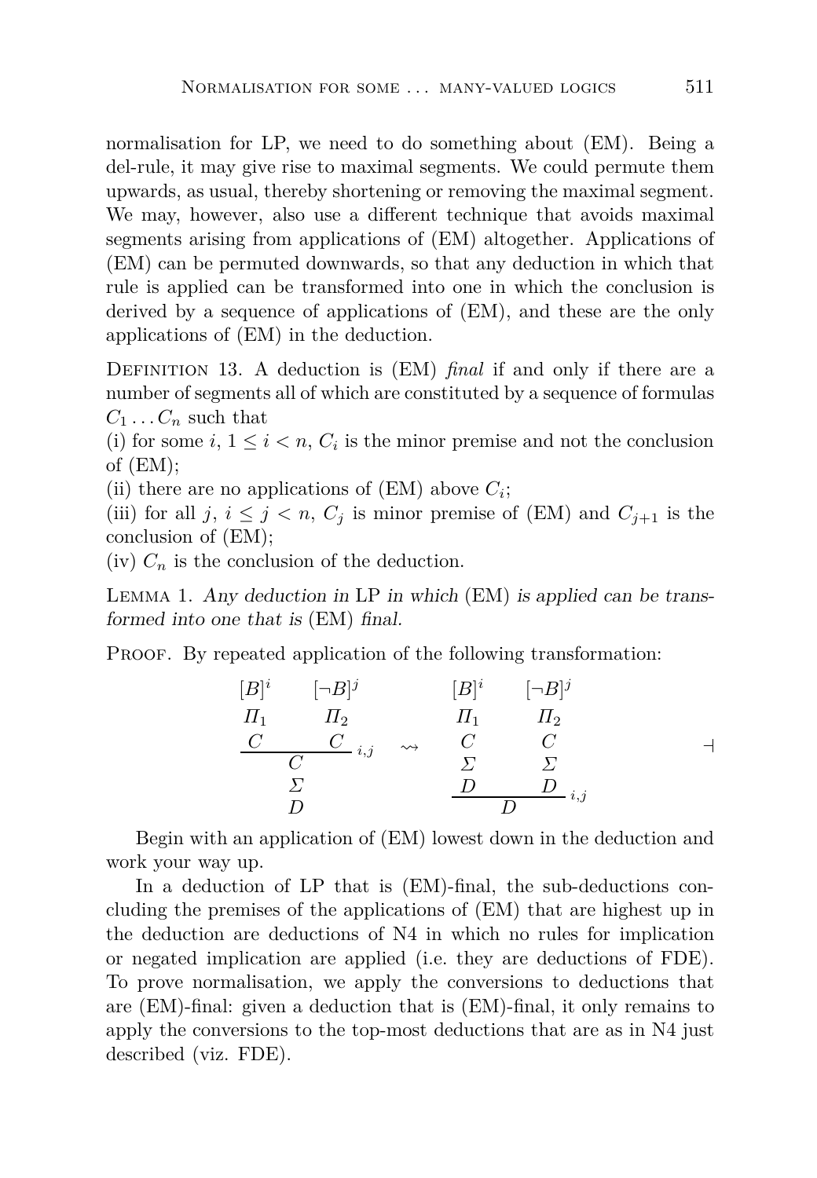normalisation for LP, we need to do something about (EM). Being a del-rule, it may give rise to maximal segments. We could permute them upwards, as usual, thereby shortening or removing the maximal segment. We may, however, also use a different technique that avoids maximal segments arising from applications of (EM) altogether. Applications of (EM) can be permuted downwards, so that any deduction in which that rule is applied can be transformed into one in which the conclusion is derived by a sequence of applications of (EM), and these are the only applications of (EM) in the deduction.

Definition 13. A deduction is (EM) *final* if and only if there are a number of segments all of which are constituted by a sequence of formulas $C_1 \dots C_n$ such that

(i) for some $i$, $1 \leq i < n$, $C_i$ is the minor premise and not the conclusion of (EM);

(ii) there are no applications of (EM) above $C_i$;

(iii) for all $j$, $i \leq j < n$, $C_j$ is minor premise of (EM) and $C_{j+1}$ is the conclusion of (EM);

(iv) $C_n$ is the conclusion of the deduction.

Lemma 1. *Any deduction in* LP *in which* (EM) *is applied can be transformed into one that is* (EM) *final.*

Proof. By repeated application of the following transformation:

$$\dfrac{\begin{matrix}[B]^i \\ \Pi_1 \\ C\end{matrix} \qquad \begin{matrix}[\neg B]^j \\ \Pi_2 \\ C\end{matrix}}{\begin{matrix}C \\ \Sigma \\ D\end{matrix}}{\scriptstyle i,j} \quad \rightsquigarrow \quad \dfrac{\begin{matrix}[B]^i \\ \Pi_1 \\ C \\ \Sigma \\ D\end{matrix} \qquad \begin{matrix}[\neg B]^j \\ \Pi_2 \\ C \\ \Sigma \\ D\end{matrix}}{D}{\scriptstyle i,j}$$

⊣

Begin with an application of (EM) lowest down in the deduction and work your way up.

In a deduction of LP that is (EM)-final, the sub-deductions concluding the premises of the applications of (EM) that are highest up in the deduction are deductions of N4 in which no rules for implication or negated implication are applied (i.e. they are deductions of FDE). To prove normalisation, we apply the conversions to deductions that are (EM)-final: given a deduction that is (EM)-final, it only remains to apply the conversions to the top-most deductions that are as in N4 just described (viz. FDE).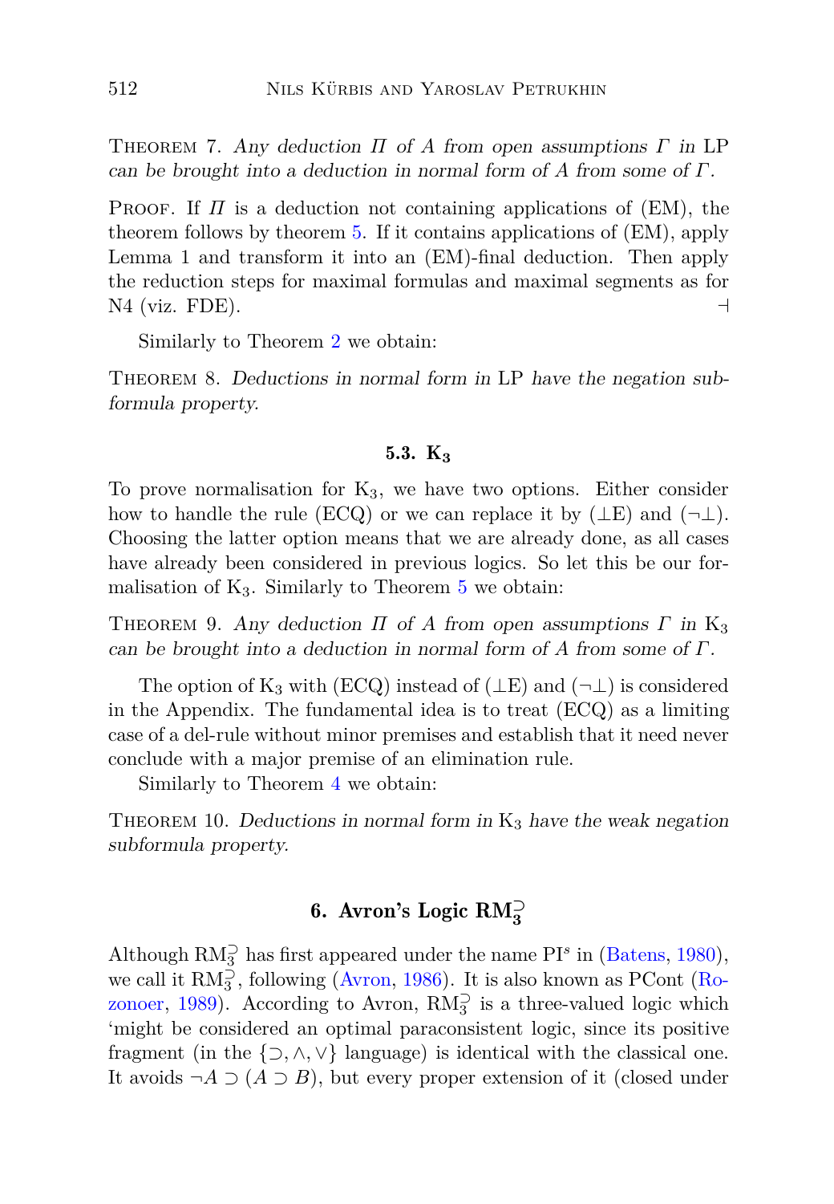Theorem 7. *Any deduction $\Pi$ of $A$ from open assumptions $\Gamma$ in* LP *can be brought into a deduction in normal form of $A$ from some of $\Gamma$.*

Proof. If $\Pi$ is a deduction not containing applications of (EM), the theorem follows by theorem 5. If it contains applications of (EM), apply Lemma 1 and transform it into an (EM)-final deduction. Then apply the reduction steps for maximal formulas and maximal segments as for N4 (viz. FDE). ⊣

Similarly to Theorem 2 we obtain:

Theorem 8. *Deductions in normal form in* LP *have the negation subformula property.*

### 5.3. $K_3$

To prove normalisation for $K_3$, we have two options. Either consider how to handle the rule (ECQ) or we can replace it by (⊥E) and (¬⊥). Choosing the latter option means that we are already done, as all cases have already been considered in previous logics. So let this be our formalisation of $K_3$. Similarly to Theorem 5 we obtain:

Theorem 9. *Any deduction $\Pi$ of $A$ from open assumptions $\Gamma$ in* $K_3$ *can be brought into a deduction in normal form of $A$ from some of $\Gamma$.*

The option of $K_3$ with (ECQ) instead of (⊥E) and (¬⊥) is considered in the Appendix. The fundamental idea is to treat (ECQ) as a limiting case of a del-rule without minor premises and establish that it need never conclude with a major premise of an elimination rule.

Similarly to Theorem 4 we obtain:

Theorem 10. *Deductions in normal form in* $K_3$ *have the weak negation subformula property.*

## 6. Avron's Logic $RM_3^{\supset}$

Although $RM_3^{\supset}$ has first appeared under the name $PI^s$ in (Batens, 1980), we call it $RM_3^{\supset}$, following (Avron, 1986). It is also known as PCont (Rozonoer, 1989). According to Avron, $RM_3^{\supset}$ is a three-valued logic which 'might be considered an optimal paraconsistent logic, since its positive fragment (in the $\{\supset, \wedge, \vee\}$ language) is identical with the classical one. It avoids $\neg A \supset (A \supset B)$, but every proper extension of it (closed under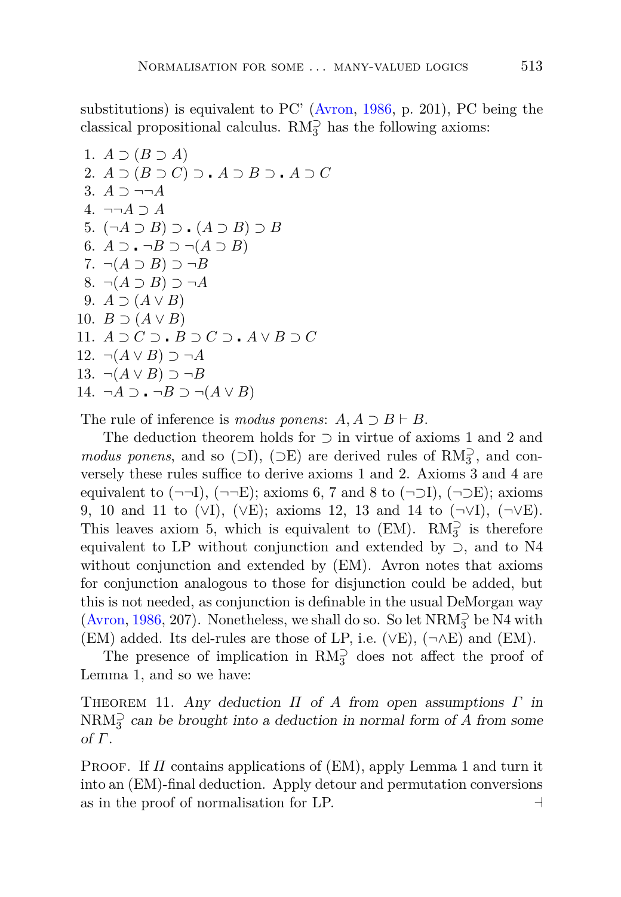substitutions) is equivalent to PC' (Avron, 1986, p. 201), PC being the classical propositional calculus. $\mathrm{RM}_3^{\supset}$ has the following axioms:

1. $A \supset (B \supset A)$
2. $A \supset (B \supset C) \supset . A \supset B \supset . A \supset C$
3. $A \supset \neg\neg A$
4. $\neg\neg A \supset A$
5. $(\neg A \supset B) \supset . (A \supset B) \supset B$
6. $A \supset . \neg B \supset \neg(A \supset B)$
7. $\neg(A \supset B) \supset \neg B$
8. $\neg(A \supset B) \supset \neg A$
9. $A \supset (A \vee B)$
10. $B \supset (A \vee B)$
11. $A \supset C \supset . B \supset C \supset . A \vee B \supset C$
12. $\neg(A \vee B) \supset \neg A$
13. $\neg(A \vee B) \supset \neg B$
14. $\neg A \supset . \neg B \supset \neg(A \vee B)$

The rule of inference is *modus ponens*: $A, A \supset B \vdash B$.

The deduction theorem holds for $\supset$ in virtue of axioms 1 and 2 and *modus ponens*, and so ($\supset$I), ($\supset$E) are derived rules of $\mathrm{RM}_3^{\supset}$, and conversely these rules suffice to derive axioms 1 and 2. Axioms 3 and 4 are equivalent to ($\neg\neg$I), ($\neg\neg$E); axioms 6, 7 and 8 to ($\neg\supset$I), ($\neg\supset$E); axioms 9, 10 and 11 to ($\vee$I), ($\vee$E); axioms 12, 13 and 14 to ($\neg\vee$I), ($\neg\vee$E). This leaves axiom 5, which is equivalent to (EM). $\mathrm{RM}_3^{\supset}$ is therefore equivalent to LP without conjunction and extended by $\supset$, and to N4 without conjunction and extended by (EM). Avron notes that axioms for conjunction analogous to those for disjunction could be added, but this is not needed, as conjunction is definable in the usual DeMorgan way (Avron, 1986, 207). Nonetheless, we shall do so. So let $\mathrm{NRM}_3^{\supset}$ be N4 with (EM) added. Its del-rules are those of LP, i.e. ($\vee$E), ($\neg\wedge$E) and (EM).

The presence of implication in $\mathrm{RM}_3^{\supset}$ does not affect the proof of Lemma 1, and so we have:

THEOREM 11. *Any deduction $\Pi$ of $A$ from open assumptions $\Gamma$ in $\mathrm{NRM}_3^{\supset}$ can be brought into a deduction in normal form of $A$ from some of $\Gamma$.*

PROOF. If $\Pi$ contains applications of (EM), apply Lemma 1 and turn it into an (EM)-final deduction. Apply detour and permutation conversions as in the proof of normalisation for LP. ⊣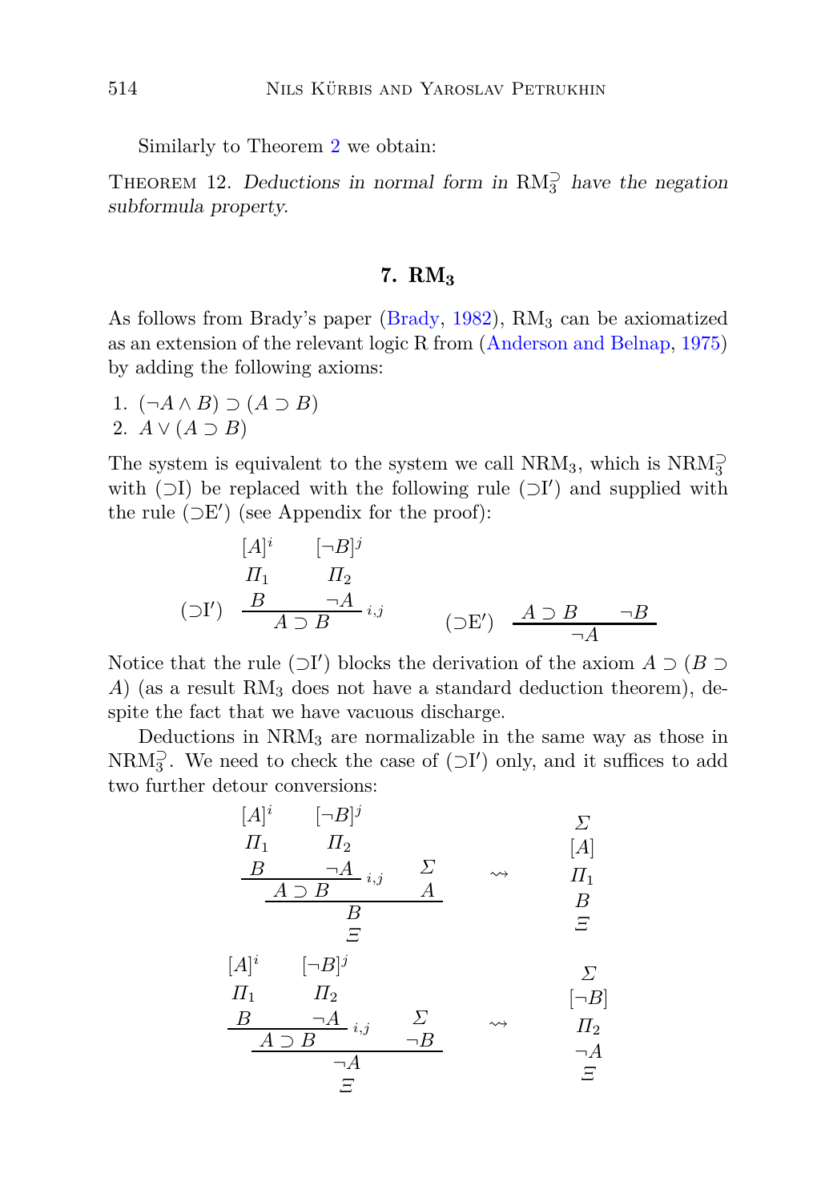Similarly to Theorem 2 we obtain:

THEOREM 12. *Deductions in normal form in* $\mathrm{RM}_3^{\supset}$ *have the negation subformula property.*

## 7. $\mathrm{RM}_3$

As follows from Brady's paper (Brady, 1982), $\mathrm{RM}_3$ can be axiomatized as an extension of the relevant logic R from (Anderson and Belnap, 1975) by adding the following axioms:

1. $(\neg A \wedge B) \supset (A \supset B)$
2. $A \vee (A \supset B)$

The system is equivalent to the system we call $\mathrm{NRM}_3$, which is $\mathrm{NRM}_3^{\supset}$ with ($\supset$I) be replaced with the following rule ($\supset$I′) and supplied with the rule ($\supset$E′) (see Appendix for the proof):

$$(\supset\mathrm{I}')\ \frac{\begin{matrix}[A]^i \\ \Pi_1 \\ B\end{matrix} \qquad \begin{matrix}[\neg B]^j \\ \Pi_2 \\ \neg A\end{matrix}}{A \supset B}\,{}_{i,j} \qquad\qquad (\supset\mathrm{E}')\ \frac{A \supset B \qquad \neg B}{\neg A}$$

Notice that the rule ($\supset$I′) blocks the derivation of the axiom $A \supset (B \supset A)$ (as a result $\mathrm{RM}_3$ does not have a standard deduction theorem), despite the fact that we have vacuous discharge.

Deductions in $\mathrm{NRM}_3$ are normalizable in the same way as those in $\mathrm{NRM}_3^{\supset}$. We need to check the case of ($\supset$I′) only, and it suffices to add two further detour conversions:

$$\begin{matrix}\dfrac{\dfrac{\begin{matrix}[A]^i \\ \Pi_1 \\ B\end{matrix} \qquad \begin{matrix}[\neg B]^j \\ \Pi_2 \\ \neg A\end{matrix}}{A \supset B}\,{}_{i,j} \qquad \begin{matrix}\Sigma \\ A\end{matrix}}{B} \\ \Xi\end{matrix} \quad\rightsquigarrow\quad \begin{matrix}\Sigma \\ [A] \\ \Pi_1 \\ B \\ \Xi\end{matrix}$$

$$\begin{matrix}\dfrac{\dfrac{\begin{matrix}[A]^i \\ \Pi_1 \\ B\end{matrix} \qquad \begin{matrix}[\neg B]^j \\ \Pi_2 \\ \neg A\end{matrix}}{A \supset B}\,{}_{i,j} \qquad \begin{matrix}\Sigma \\ \neg B\end{matrix}}{\neg A} \\ \Xi\end{matrix} \quad\rightsquigarrow\quad \begin{matrix}\Sigma \\ [\neg B] \\ \Pi_2 \\ \neg A \\ \Xi\end{matrix}$$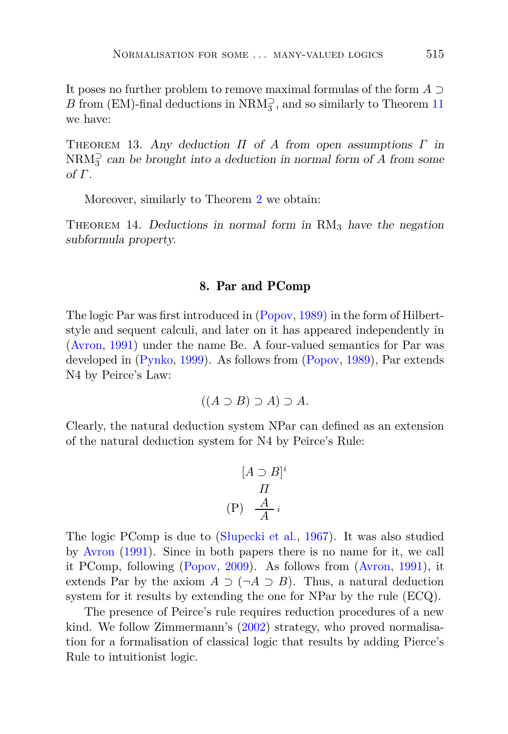It poses no further problem to remove maximal formulas of the form $A \supset B$ from (EM)-final deductions in $\mathrm{NRM}_3^{\supset}$, and so similarly to Theorem 11 we have:

Theorem 13. *Any deduction $\Pi$ of $A$ from open assumptions $\Gamma$ in $\mathrm{NRM}_3^{\supset}$ can be brought into a deduction in normal form of $A$ from some of $\Gamma$.*

Moreover, similarly to Theorem 2 we obtain:

Theorem 14. *Deductions in normal form in $\mathrm{RM}_3$ have the negation subformula property.*

## 8. Par and PComp

The logic Par was first introduced in (Popov, 1989) in the form of Hilbert-style and sequent calculi, and later on it has appeared independently in (Avron, 1991) under the name Be. A four-valued semantics for Par was developed in (Pynko, 1999). As follows from (Popov, 1989), Par extends N4 by Peirce's Law:

$$((A \supset B) \supset A) \supset A.$$

Clearly, the natural deduction system NPar can defined as an extension of the natural deduction system for N4 by Peirce's Rule:

$$\text{(P)} \quad \dfrac{\begin{array}{c}[A \supset B]^i \\ \Pi \\ A\end{array}}{A}\, i$$

The logic PComp is due to (Słupecki et al., 1967). It was also studied by Avron (1991). Since in both papers there is no name for it, we call it PComp, following (Popov, 2009). As follows from (Avron, 1991), it extends Par by the axiom $A \supset (\neg A \supset B)$. Thus, a natural deduction system for it results by extending the one for NPar by the rule (ECQ).

The presence of Peirce's rule requires reduction procedures of a new kind. We follow Zimmermann's (2002) strategy, who proved normalisation for a formalisation of classical logic that results by adding Pierce's Rule to intuitionist logic.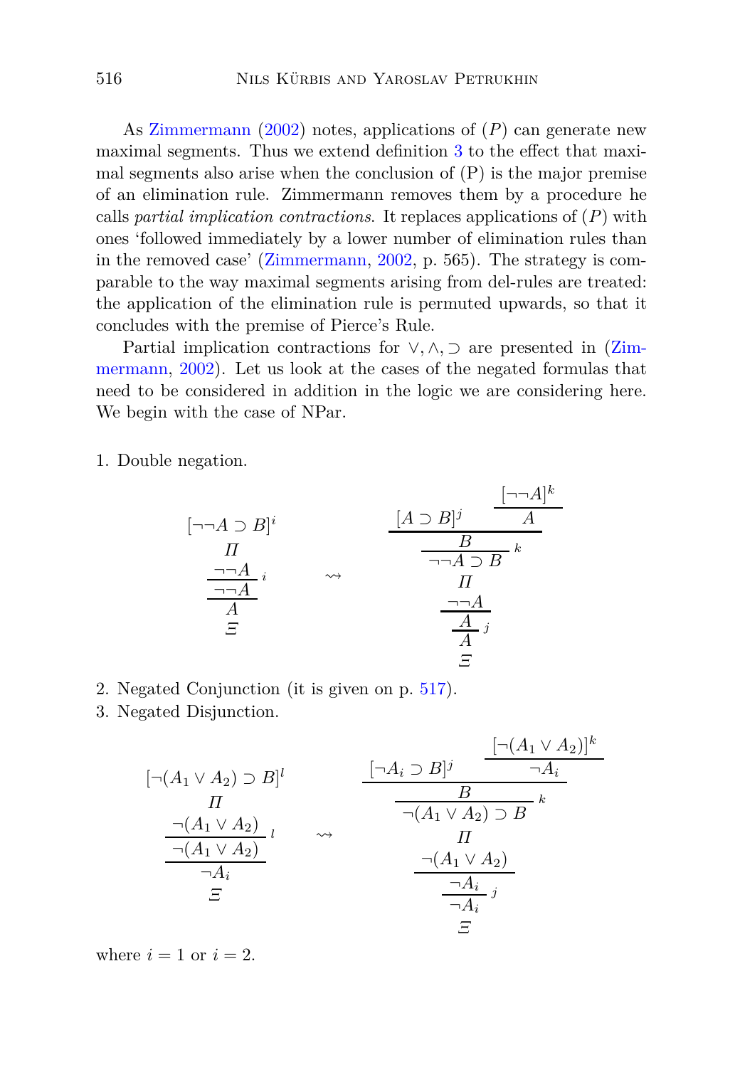As Zimmermann (2002) notes, applications of $(P)$ can generate new maximal segments. Thus we extend definition 3 to the effect that maximal segments also arise when the conclusion of (P) is the major premise of an elimination rule. Zimmermann removes them by a procedure he calls *partial implication contractions*. It replaces applications of $(P)$ with ones 'followed immediately by a lower number of elimination rules than in the removed case' (Zimmermann, 2002, p. 565). The strategy is comparable to the way maximal segments arising from del-rules are treated: the application of the elimination rule is permuted upwards, so that it concludes with the premise of Pierce's Rule.

Partial implication contractions for $\vee, \wedge, \supset$ are presented in (Zimmermann, 2002). Let us look at the cases of the negated formulas that need to be considered in addition in the logic we are considering here. We begin with the case of NPar.

1. Double negation.

$$\begin{array}{c}\dfrac{\dfrac{\begin{array}{c}[\neg\neg A \supset B]^i\\ \Pi\\ \neg\neg A\end{array}}{\neg\neg A}\,i}{A}\\ \Xi\end{array} \quad \rightsquigarrow \quad \begin{array}{c}\dfrac{\dfrac{\begin{array}{c}\dfrac{\dfrac{[A \supset B]^j \qquad \dfrac{[\neg\neg A]^k}{A}}{B}}{\neg\neg A \supset B}\,k\\ \Pi\\ \neg\neg A\end{array}}{A}}{A}\,j\\ \Xi\end{array}$$

2. Negated Conjunction (it is given on p. 517).
3. Negated Disjunction.

$$\begin{array}{c}\dfrac{\dfrac{\begin{array}{c}[\neg(A_1 \vee A_2) \supset B]^l\\ \Pi\\ \neg(A_1 \vee A_2)\end{array}}{\neg(A_1 \vee A_2)}\,l}{\neg A_i}\\ \Xi\end{array} \quad \rightsquigarrow \quad \begin{array}{c}\dfrac{\dfrac{\begin{array}{c}\dfrac{\dfrac{[\neg A_i \supset B]^j \qquad \dfrac{[\neg(A_1 \vee A_2)]^k}{\neg A_i}}{B}}{\neg(A_1 \vee A_2) \supset B}\,k\\ \Pi\\ \neg(A_1 \vee A_2)\end{array}}{\neg A_i}}{\neg A_i}\,j\\ \Xi\end{array}$$

where $i = 1$ or $i = 2$.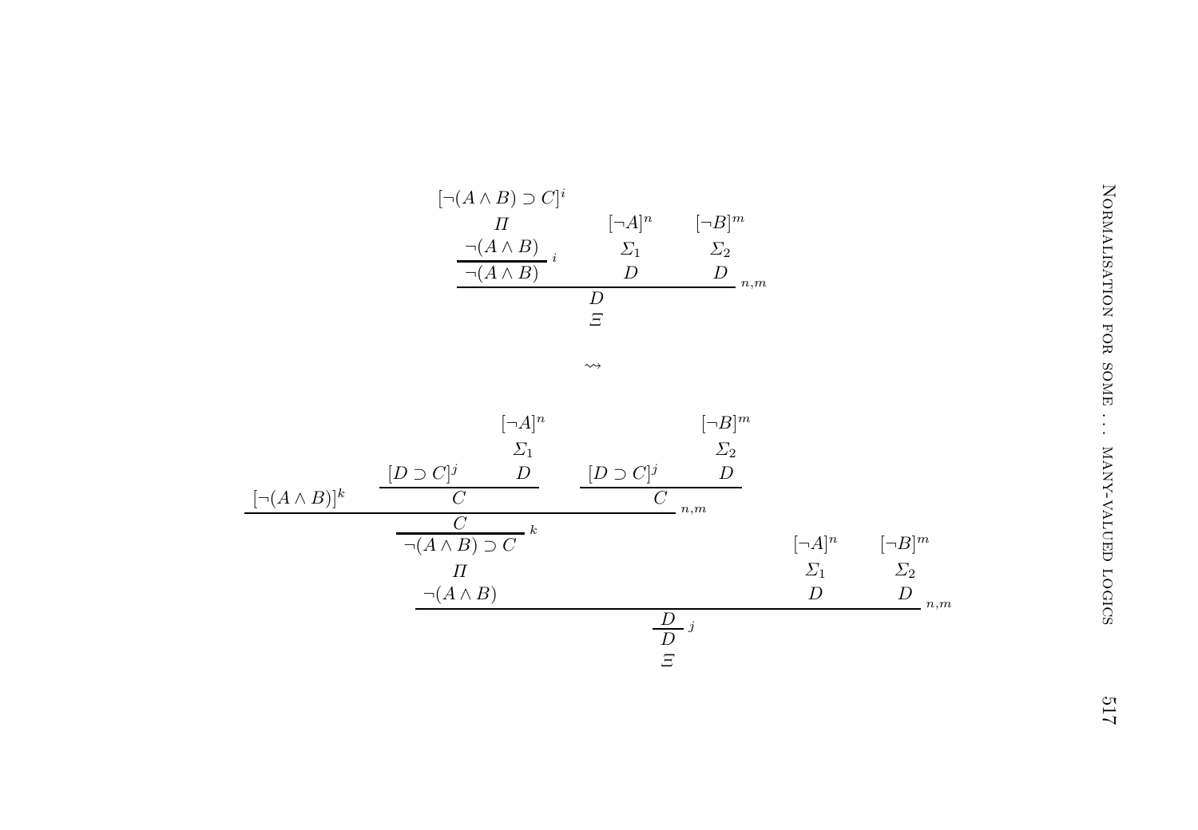$$
\dfrac{
\dfrac{\begin{matrix}[\neg(A\wedge B)\supset C]^i\\ \varPi\\ \neg(A\wedge B)\end{matrix}}{\neg(A\wedge B)}\,{}^{i}
\qquad
\begin{matrix}[\neg A]^n\\ \varSigma_1\\ D\end{matrix}
\qquad
\begin{matrix}[\neg B]^m\\ \varSigma_2\\ D\end{matrix}
}{\begin{matrix}D\\ \varXi\end{matrix}}\,{}^{n,m}
$$

$$\rightsquigarrow$$

$$
\dfrac{
\dfrac{
\begin{matrix}
\dfrac{
[\neg(A\wedge B)]^k
\qquad
\dfrac{[D\supset C]^j \quad \begin{matrix}[\neg A]^n\\ \varSigma_1\\ D\end{matrix}}{C}
\qquad
\dfrac{[D\supset C]^j \quad \begin{matrix}[\neg B]^m\\ \varSigma_2\\ D\end{matrix}}{C}
}{\dfrac{C}{\neg(A\wedge B)\supset C}\,{}^{k}}\,{}^{n,m}
\\ \varPi\\ \neg(A\wedge B)
\end{matrix}
\qquad
\begin{matrix}[\neg A]^n\\ \varSigma_1\\ D\end{matrix}
\qquad
\begin{matrix}[\neg B]^m\\ \varSigma_2\\ D\end{matrix}
}{\dfrac{D}{D}\,{}^{j}}\,{}^{n,m}
}{}
\\
\varXi
$$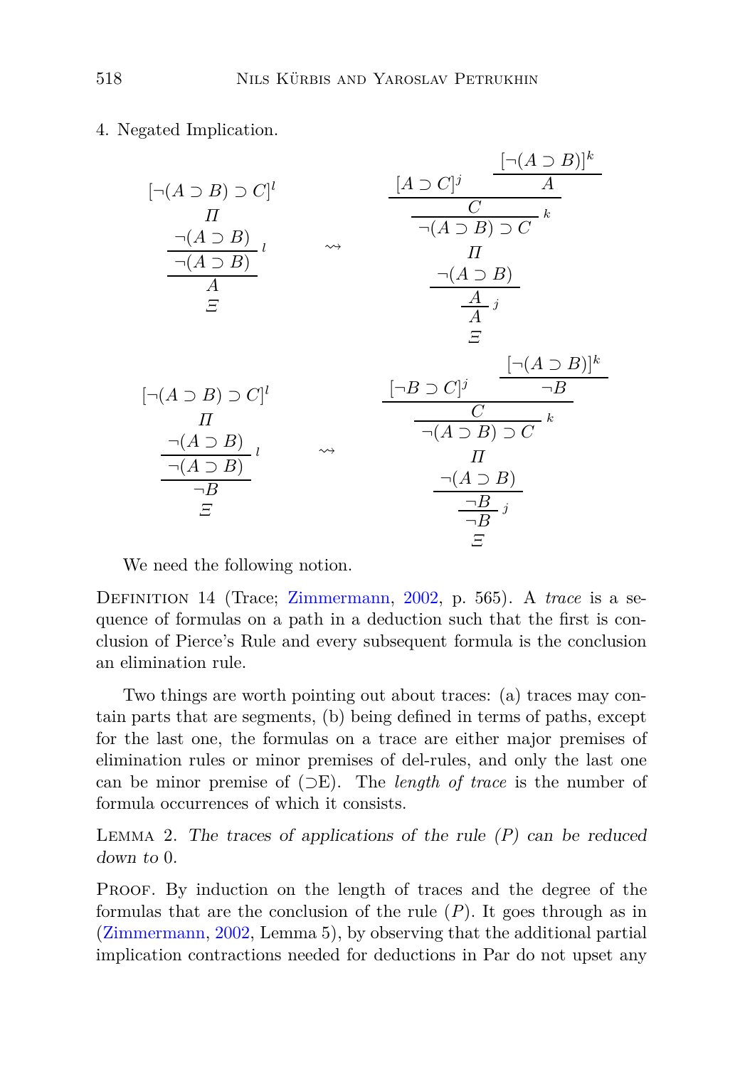4. Negated Implication.

$$
\dfrac{\dfrac{\begin{array}{c}[\neg(A \supset B) \supset C]^l \\ \Pi \\ \neg(A \supset B)\end{array}}{\neg(A \supset B)}\, l}{\begin{array}{c}A \\ \Xi\end{array}}
\quad \rightsquigarrow \quad
\dfrac{\begin{array}{c}\dfrac{\dfrac{[A \supset C]^j \quad \dfrac{[\neg(A \supset B)]^k}{A}}{C}}{\neg(A \supset B) \supset C}\, k \\ \Pi \\ \neg(A \supset B)\end{array}}{\begin{array}{c}\dfrac{A}{A}\, j \\ \Xi\end{array}}
$$

$$
\dfrac{\dfrac{\begin{array}{c}[\neg(A \supset B) \supset C]^l \\ \Pi \\ \neg(A \supset B)\end{array}}{\neg(A \supset B)}\, l}{\begin{array}{c}\neg B \\ \Xi\end{array}}
\quad \rightsquigarrow \quad
\dfrac{\begin{array}{c}\dfrac{\dfrac{[\neg B \supset C]^j \quad \dfrac{[\neg(A \supset B)]^k}{\neg B}}{C}}{\neg(A \supset B) \supset C}\, k \\ \Pi \\ \neg(A \supset B)\end{array}}{\begin{array}{c}\dfrac{\neg B}{\neg B}\, j \\ \Xi\end{array}}
$$

We need the following notion.

Definition 14 (Trace; Zimmermann, 2002, p. 565). A *trace* is a sequence of formulas on a path in a deduction such that the first is conclusion of Pierce's Rule and every subsequent formula is the conclusion an elimination rule.

Two things are worth pointing out about traces: (a) traces may contain parts that are segments, (b) being defined in terms of paths, except for the last one, the formulas on a trace are either major premises of elimination rules or minor premises of del-rules, and only the last one can be minor premise of ($\supset$E). The *length of trace* is the number of formula occurrences of which it consists.

Lemma 2. *The traces of applications of the rule (P) can be reduced down to* 0.

Proof. By induction on the length of traces and the degree of the formulas that are the conclusion of the rule ($P$). It goes through as in (Zimmermann, 2002, Lemma 5), by observing that the additional partial implication contractions needed for deductions in Par do not upset any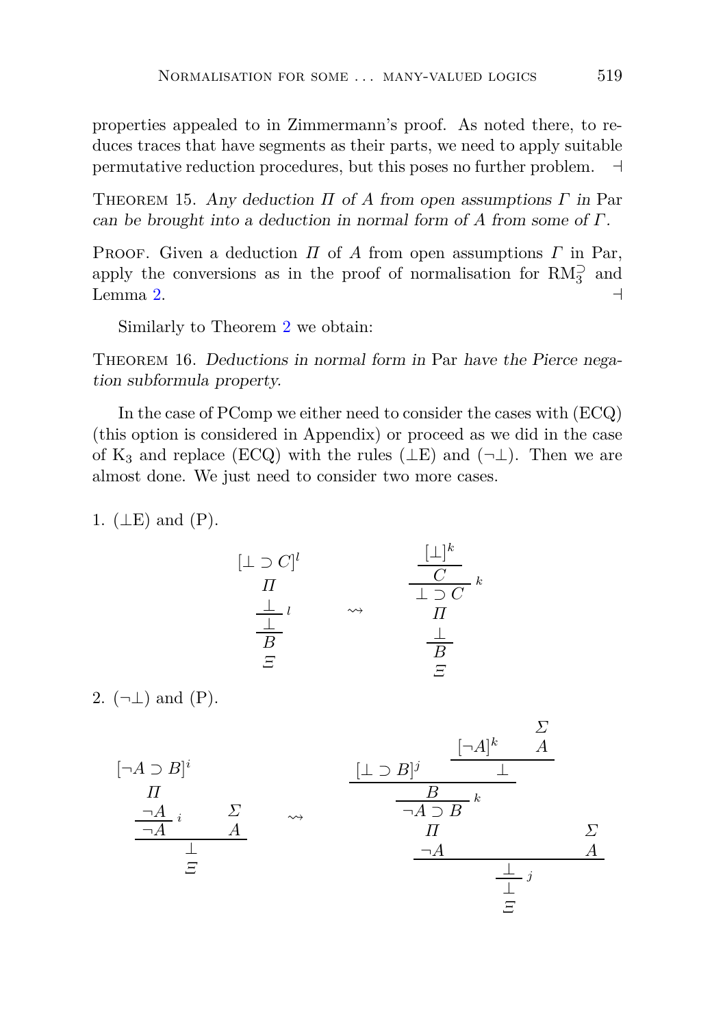properties appealed to in Zimmermann's proof. As noted there, to reduces traces that have segments as their parts, we need to apply suitable permutative reduction procedures, but this poses no further problem. ⊣

THEOREM 15. *Any deduction $\Pi$ of $A$ from open assumptions $\Gamma$ in* Par *can be brought into a deduction in normal form of $A$ from some of $\Gamma$.*

PROOF. Given a deduction $\Pi$ of $A$ from open assumptions $\Gamma$ in Par, apply the conversions as in the proof of normalisation for $\mathrm{RM}_3^{\supset}$ and Lemma 2. ⊣

Similarly to Theorem 2 we obtain:

THEOREM 16. *Deductions in normal form in* Par *have the Pierce negation subformula property.*

In the case of PComp we either need to consider the cases with (ECQ) (this option is considered in Appendix) or proceed as we did in the case of $\mathrm{K}_3$ and replace (ECQ) with the rules (⊥E) and (¬⊥). Then we are almost done. We just need to consider two more cases.

1. (⊥E) and (P).

$$
\dfrac{\dfrac{\begin{matrix}[\bot \supset C]^l \\ \Pi \\ \bot\end{matrix}}{\bot}\,l}{\dfrac{}{\begin{matrix}B \\ \Xi\end{matrix}}}
\quad\rightsquigarrow\quad
\begin{matrix}\dfrac{\dfrac{[\bot]^k}{C}}{\bot \supset C}\,k \\ \Pi \\ \dfrac{\bot}{B} \\ \Xi\end{matrix}
$$

2. (¬⊥) and (P).

$$
\dfrac{\dfrac{\begin{matrix}[\neg A \supset B]^i \\ \Pi \\ \neg A\end{matrix}}{\neg A}\,i \qquad \begin{matrix}\Sigma \\ A\end{matrix}}{\begin{matrix}\bot \\ \Xi\end{matrix}}
\quad\rightsquigarrow\quad
\begin{matrix}\dfrac{\dfrac{\begin{matrix}\dfrac{\dfrac{[\bot \supset B]^j \qquad \dfrac{[\neg A]^k \qquad \begin{matrix}\Sigma \\ A\end{matrix}}{\bot}}{B}}{\neg A \supset B}\,k \\ \Pi \\ \neg A\end{matrix} \qquad \begin{matrix}\Sigma \\ A\end{matrix}}{\bot}\,j}{\bot} \\ \Xi\end{matrix}
$$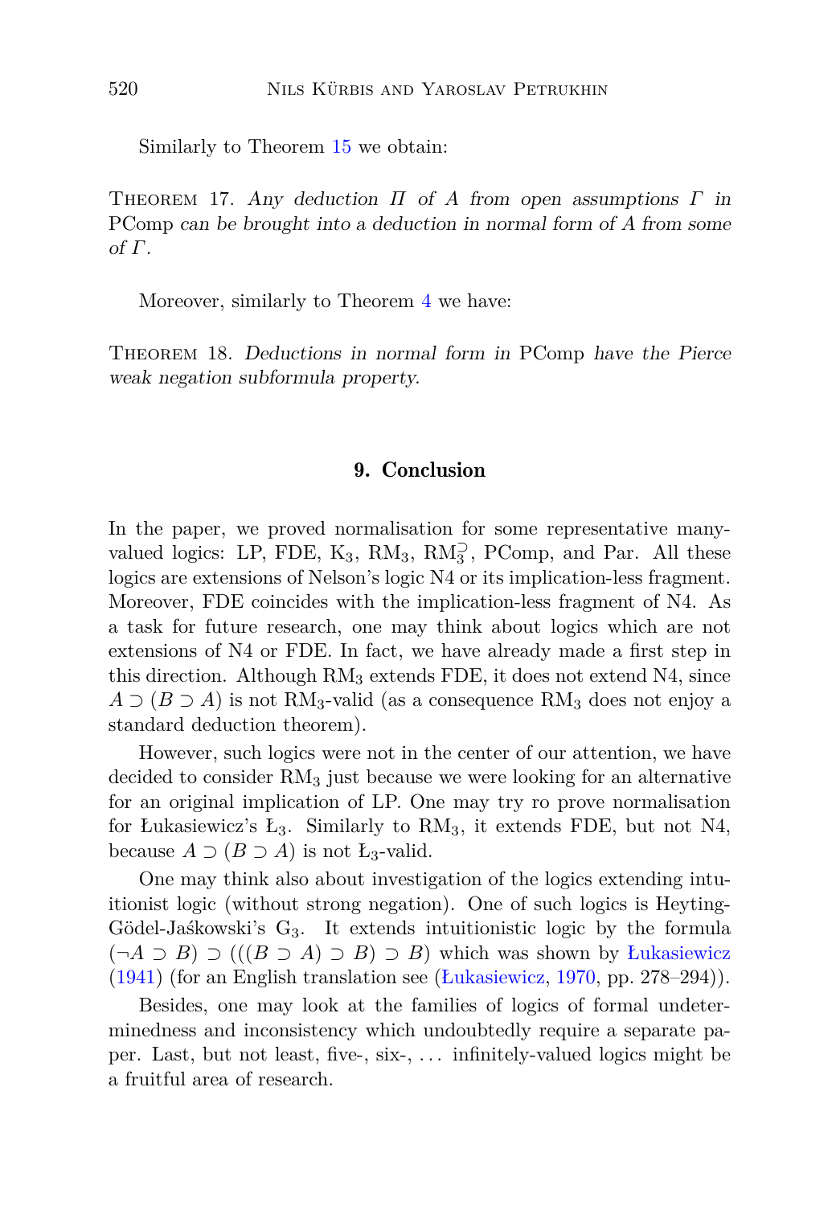Similarly to Theorem 15 we obtain:

THEOREM 17. *Any deduction $\Pi$ of $A$ from open assumptions $\Gamma$ in* PComp *can be brought into a deduction in normal form of $A$ from some of $\Gamma$.*

Moreover, similarly to Theorem 4 we have:

THEOREM 18. *Deductions in normal form in* PComp *have the Pierce weak negation subformula property.*

## 9. Conclusion

In the paper, we proved normalisation for some representative many-valued logics: LP, FDE, $K_3$, $RM_3$, $RM_3^{\supset}$, PComp, and Par. All these logics are extensions of Nelson's logic N4 or its implication-less fragment. Moreover, FDE coincides with the implication-less fragment of N4. As a task for future research, one may think about logics which are not extensions of N4 or FDE. In fact, we have already made a first step in this direction. Although $RM_3$ extends FDE, it does not extend N4, since $A \supset (B \supset A)$ is not $RM_3$-valid (as a consequence $RM_3$ does not enjoy a standard deduction theorem).

However, such logics were not in the center of our attention, we have decided to consider $RM_3$ just because we were looking for an alternative for an original implication of LP. One may try ro prove normalisation for Łukasiewicz's $Ł_3$. Similarly to $RM_3$, it extends FDE, but not N4, because $A \supset (B \supset A)$ is not $Ł_3$-valid.

One may think also about investigation of the logics extending intuitionist logic (without strong negation). One of such logics is Heyting-Gödel-Jaśkowski's $G_3$. It extends intuitionistic logic by the formula $(\neg A \supset B) \supset (((B \supset A) \supset B) \supset B)$ which was shown by Łukasiewicz (1941) (for an English translation see (Łukasiewicz, 1970, pp. 278–294)).

Besides, one may look at the families of logics of formal undeterminedness and inconsistency which undoubtedly require a separate paper. Last, but not least, five-, six-, ... infinitely-valued logics might be a fruitful area of research.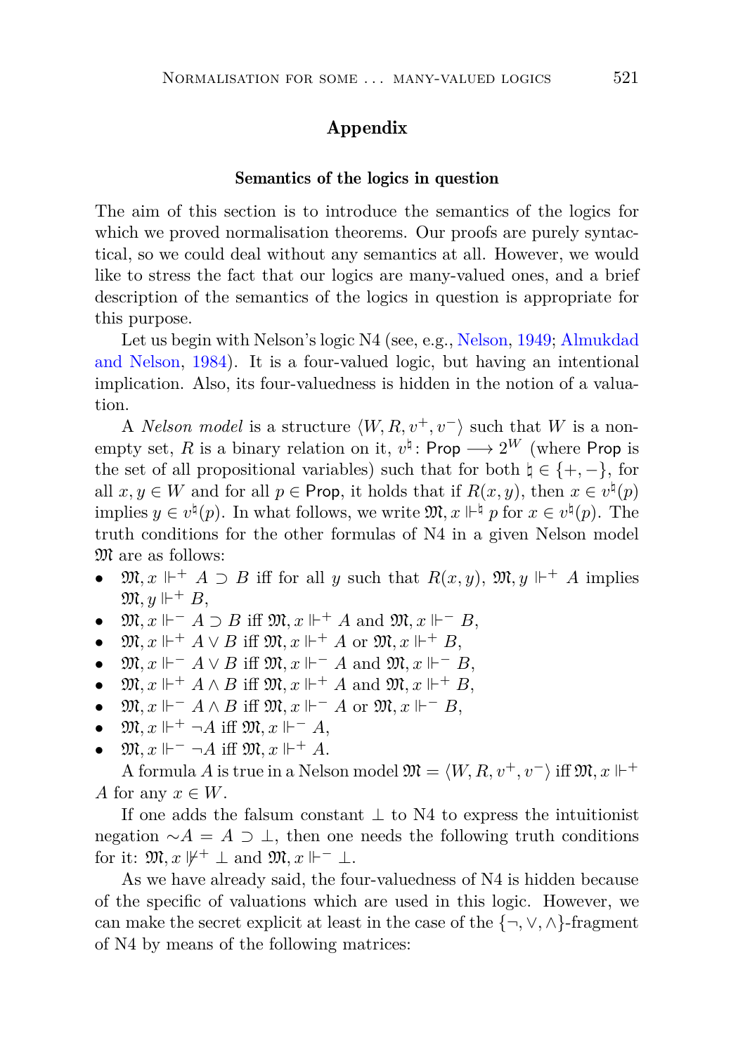# Appendix

## Semantics of the logics in question

The aim of this section is to introduce the semantics of the logics for which we proved normalisation theorems. Our proofs are purely syntactical, so we could deal without any semantics at all. However, we would like to stress the fact that our logics are many-valued ones, and a brief description of the semantics of the logics in question is appropriate for this purpose.

Let us begin with Nelson's logic N4 (see, e.g., Nelson, 1949; Almukdad and Nelson, 1984). It is a four-valued logic, but having an intentional implication. Also, its four-valuedness is hidden in the notion of a valuation.

A *Nelson model* is a structure $\langle W, R, v^+, v^- \rangle$ such that $W$ is a non-empty set, $R$ is a binary relation on it, $v^\natural \colon \mathsf{Prop} \longrightarrow 2^W$ (where $\mathsf{Prop}$ is the set of all propositional variables) such that for both $\natural \in \{+, -\}$, for all $x, y \in W$ and for all $p \in \mathsf{Prop}$, it holds that if $R(x, y)$, then $x \in v^\natural(p)$ implies $y \in v^\natural(p)$. In what follows, we write $\mathfrak{M}, x \Vdash^\natural p$ for $x \in v^\natural(p)$. The truth conditions for the other formulas of N4 in a given Nelson model $\mathfrak{M}$ are as follows:

- $\mathfrak{M}, x \Vdash^+ A \supset B$ iff for all $y$ such that $R(x, y)$, $\mathfrak{M}, y \Vdash^+ A$ implies $\mathfrak{M}, y \Vdash^+ B$,
- $\mathfrak{M}, x \Vdash^- A \supset B$ iff $\mathfrak{M}, x \Vdash^+ A$ and $\mathfrak{M}, x \Vdash^- B$,
- $\mathfrak{M}, x \Vdash^+ A \vee B$ iff $\mathfrak{M}, x \Vdash^+ A$ or $\mathfrak{M}, x \Vdash^+ B$,
- $\mathfrak{M}, x \Vdash^- A \vee B$ iff $\mathfrak{M}, x \Vdash^- A$ and $\mathfrak{M}, x \Vdash^- B$,
- $\mathfrak{M}, x \Vdash^+ A \wedge B$ iff $\mathfrak{M}, x \Vdash^+ A$ and $\mathfrak{M}, x \Vdash^+ B$,
- $\mathfrak{M}, x \Vdash^- A \wedge B$ iff $\mathfrak{M}, x \Vdash^- A$ or $\mathfrak{M}, x \Vdash^- B$,
- $\mathfrak{M}, x \Vdash^+ \neg A$ iff $\mathfrak{M}, x \Vdash^- A$,
- $\mathfrak{M}, x \Vdash^- \neg A$ iff $\mathfrak{M}, x \Vdash^+ A$.

A formula $A$ is true in a Nelson model $\mathfrak{M} = \langle W, R, v^+, v^- \rangle$ iff $\mathfrak{M}, x \Vdash^+ A$ for any $x \in W$.

If one adds the falsum constant $\bot$ to N4 to express the intuitionist negation $\sim A = A \supset \bot$, then one needs the following truth conditions for it: $\mathfrak{M}, x \nVdash^+ \bot$ and $\mathfrak{M}, x \Vdash^- \bot$.

As we have already said, the four-valuedness of N4 is hidden because of the specific of valuations which are used in this logic. However, we can make the secret explicit at least in the case of the $\{\neg, \vee, \wedge\}$-fragment of N4 by means of the following matrices: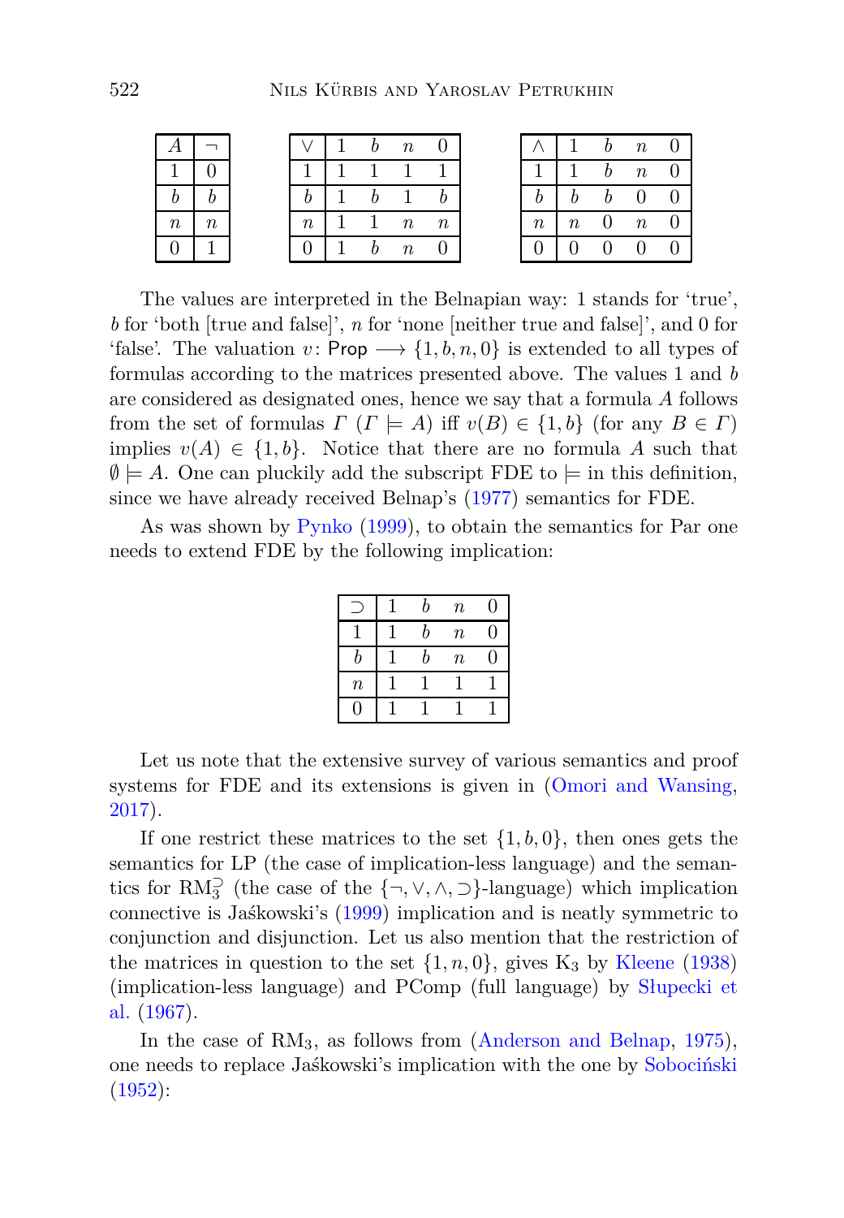| $A$ | $\neg$ |
|---|---|
| 1 | 0 |
| $b$ | $b$ |
| $n$ | $n$ |
| 0 | 1 |

| $\vee$ | 1 | $b$ | $n$ | 0 |
|---|---|---|---|---|
| 1 | 1 | 1 | 1 | 1 |
| $b$ | 1 | $b$ | 1 | $b$ |
| $n$ | 1 | 1 | $n$ | $n$ |
| 0 | 1 | $b$ | $n$ | 0 |

| $\wedge$ | 1 | $b$ | $n$ | 0 |
|---|---|---|---|---|
| 1 | 1 | $b$ | $n$ | 0 |
| $b$ | $b$ | $b$ | 0 | 0 |
| $n$ | $n$ | 0 | $n$ | 0 |
| 0 | 0 | 0 | 0 | 0 |

The values are interpreted in the Belnapian way: 1 stands for 'true', $b$ for 'both [true and false]', $n$ for 'none [neither true and false]', and 0 for 'false'. The valuation $v\colon \mathsf{Prop} \longrightarrow \{1, b, n, 0\}$ is extended to all types of formulas according to the matrices presented above. The values 1 and $b$ are considered as designated ones, hence we say that a formula $A$ follows from the set of formulas $\Gamma$ ($\Gamma \models A$) iff $v(B) \in \{1, b\}$ (for any $B \in \Gamma$) implies $v(A) \in \{1, b\}$. Notice that there are no formula $A$ such that $\emptyset \models A$. One can pluckily add the subscript FDE to $\models$ in this definition, since we have already received Belnap's (1977) semantics for FDE.

As was shown by Pynko (1999), to obtain the semantics for Par one needs to extend FDE by the following implication:

| $\supset$ | 1 | $b$ | $n$ | 0 |
|---|---|---|---|---|
| 1 | 1 | $b$ | $n$ | 0 |
| $b$ | 1 | $b$ | $n$ | 0 |
| $n$ | 1 | 1 | 1 | 1 |
| 0 | 1 | 1 | 1 | 1 |

Let us note that the extensive survey of various semantics and proof systems for FDE and its extensions is given in (Omori and Wansing, 2017).

If one restrict these matrices to the set $\{1, b, 0\}$, then ones gets the semantics for LP (the case of implication-less language) and the semantics for $\mathrm{RM}_3^{\supset}$ (the case of the $\{\neg, \vee, \wedge, \supset\}$-language) which implication connective is Jaśkowski's (1999) implication and is neatly symmetric to conjunction and disjunction. Let us also mention that the restriction of the matrices in question to the set $\{1, n, 0\}$, gives $\mathrm{K}_3$ by Kleene (1938) (implication-less language) and PComp (full language) by Słupecki et al. (1967).

In the case of $\mathrm{RM}_3$, as follows from (Anderson and Belnap, 1975), one needs to replace Jaśkowski's implication with the one by Sobociński (1952):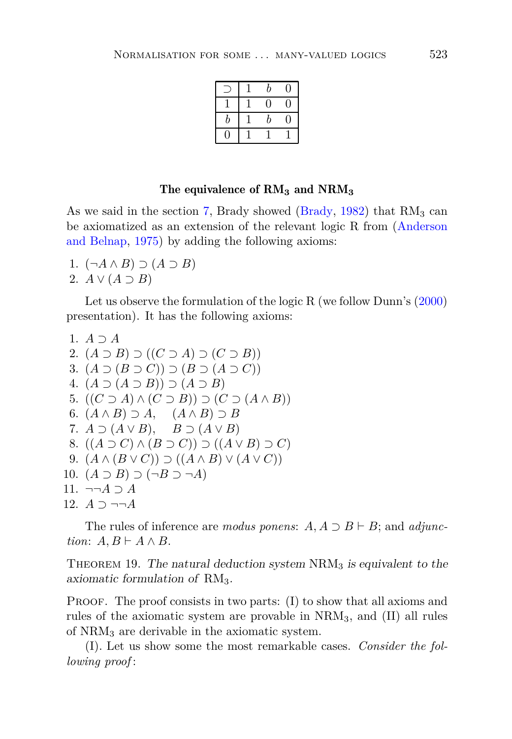| $\supset$ | 1 | $b$ | 0 |
|---|---|---|---|
| 1 | 1 | 0 | 0 |
| $b$ | 1 | $b$ | 0 |
| 0 | 1 | 1 | 1 |

### The equivalence of RM$_3$ and NRM$_3$

As we said in the section 7, Brady showed (Brady, 1982) that RM$_3$ can be axiomatized as an extension of the relevant logic R from (Anderson and Belnap, 1975) by adding the following axioms:

1. $(\neg A \wedge B) \supset (A \supset B)$
2. $A \vee (A \supset B)$

Let us observe the formulation of the logic R (we follow Dunn's (2000) presentation). It has the following axioms:

1. $A \supset A$
2. $(A \supset B) \supset ((C \supset A) \supset (C \supset B))$
3. $(A \supset (B \supset C)) \supset (B \supset (A \supset C))$
4. $(A \supset (A \supset B)) \supset (A \supset B)$
5. $((C \supset A) \wedge (C \supset B)) \supset (C \supset (A \wedge B))$
6. $(A \wedge B) \supset A, \quad (A \wedge B) \supset B$
7. $A \supset (A \vee B), \quad B \supset (A \vee B)$
8. $((A \supset C) \wedge (B \supset C)) \supset ((A \vee B) \supset C)$
9. $(A \wedge (B \vee C)) \supset ((A \wedge B) \vee (A \vee C))$
10. $(A \supset B) \supset (\neg B \supset \neg A)$
11. $\neg\neg A \supset A$
12. $A \supset \neg\neg A$

The rules of inference are *modus ponens*: $A, A \supset B \vdash B$; and *adjunction*: $A, B \vdash A \wedge B$.

Theorem 19. *The natural deduction system* NRM$_3$ *is equivalent to the axiomatic formulation of* RM$_3$.

Proof. The proof consists in two parts: (I) to show that all axioms and rules of the axiomatic system are provable in NRM$_3$, and (II) all rules of NRM$_3$ are derivable in the axiomatic system.

(I). Let us show some the most remarkable cases. *Consider the following proof*: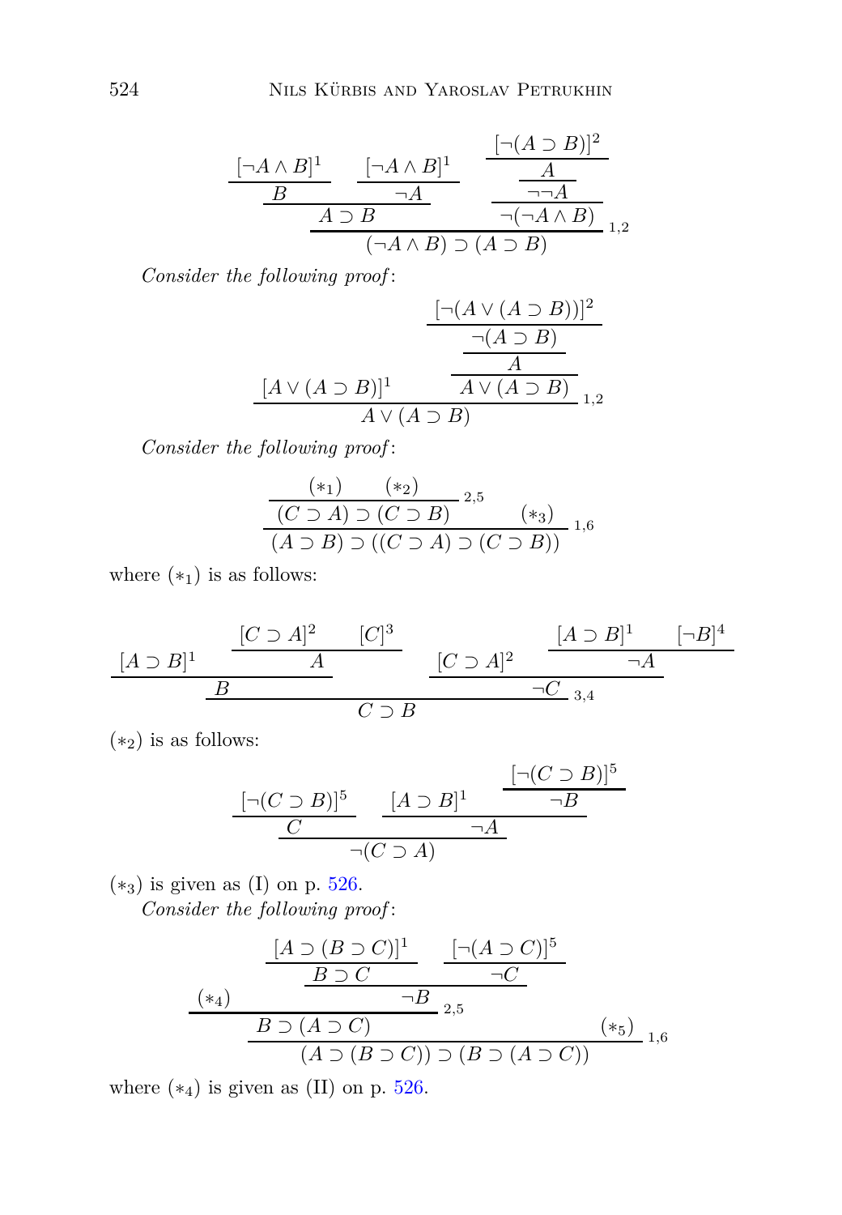$$\dfrac{\dfrac{\dfrac{[\neg A \wedge B]^1}{B} \qquad \dfrac{[\neg A \wedge B]^1}{\neg A}}{A \supset B} \qquad \dfrac{\dfrac{\dfrac{[\neg(A \supset B)]^2}{A}}{\neg\neg A}}{\neg(\neg A \wedge B)}}{(\neg A \wedge B) \supset (A \supset B)}\ {}_{1,2}$$

*Consider the following proof*:

$$\dfrac{[A \vee (A \supset B)]^1 \qquad \dfrac{\dfrac{\dfrac{[\neg(A \vee (A \supset B))]^2}{\neg(A \supset B)}}{A}}{A \vee (A \supset B)}}{A \vee (A \supset B)}\ {}_{1,2}$$

*Consider the following proof*:

$$\dfrac{\dfrac{(*_1) \qquad (*_2)}{(C \supset A) \supset (C \supset B)}\ {}_{2,5} \qquad (*_3)}{(A \supset B) \supset ((C \supset A) \supset (C \supset B))}\ {}_{1,6}$$

where $(*_1)$ is as follows:

$$\dfrac{\dfrac{[A \supset B]^1 \qquad \dfrac{[C \supset A]^2 \qquad [C]^3}{A}}{B} \qquad \dfrac{[C \supset A]^2 \qquad \dfrac{[A \supset B]^1 \qquad [\neg B]^4}{\neg A}}{\neg C}}{C \supset B}\ {}_{3,4}$$

$(*_2)$ is as follows:

$$\dfrac{\dfrac{[\neg(C \supset B)]^5}{C} \qquad \dfrac{[A \supset B]^1 \qquad \dfrac{[\neg(C \supset B)]^5}{\neg B}}{\neg A}}{\neg(C \supset A)}$$

$(*_3)$ is given as (I) on p. 526.

*Consider the following proof*:

$$\dfrac{\dfrac{(*_4) \qquad \dfrac{\dfrac{[A \supset (B \supset C)]^1}{B \supset C} \qquad \dfrac{[\neg(A \supset C)]^5}{\neg C}}{\neg B}}{B \supset (A \supset C)}\ {}_{2,5} \qquad (*_5)}{(A \supset (B \supset C)) \supset (B \supset (A \supset C))}\ {}_{1,6}$$

where $(*_4)$ is given as (II) on p. 526.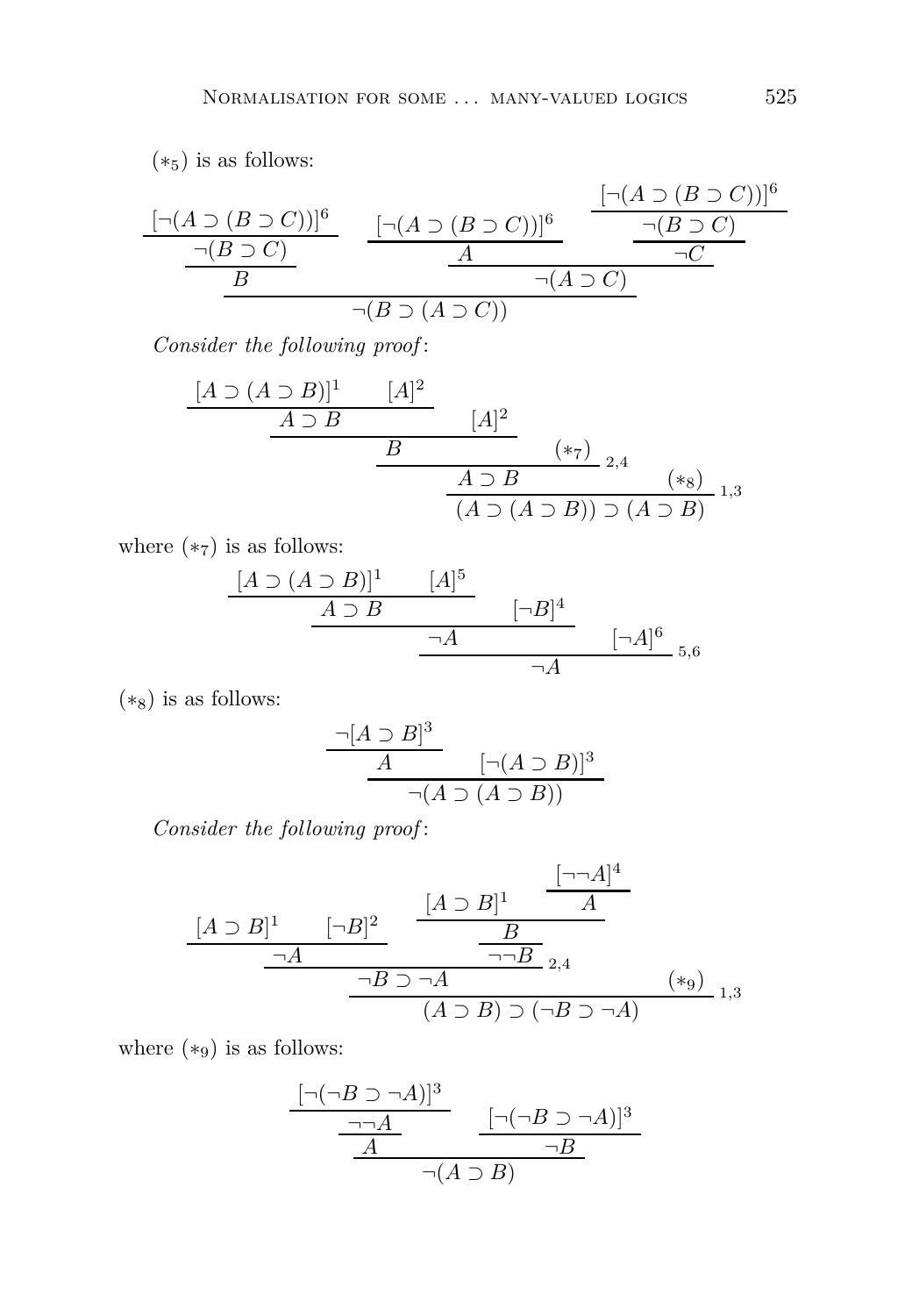$(*_5)$ is as follows:

$$
\dfrac{\dfrac{\dfrac{[\neg(A \supset (B \supset C))]^6}{\neg(B \supset C)}}{B} \qquad \dfrac{\dfrac{[\neg(A \supset (B \supset C))]^6}{A} \qquad \dfrac{\dfrac{[\neg(A \supset (B \supset C))]^6}{\neg(B \supset C)}}{\neg C}}{\neg(A \supset C)}}{\neg(B \supset (A \supset C))}
$$

*Consider the following proof*:

$$
\dfrac{\dfrac{\dfrac{\dfrac{[A \supset (A \supset B)]^1 \qquad [A]^2}{A \supset B} \qquad [A]^2}{B} \qquad (*_7)}{A \supset B}\,{}_{2,4} \qquad (*_8)}{(A \supset (A \supset B)) \supset (A \supset B)}\,{}_{1,3}
$$

where $(*_7)$ is as follows:

$$
\dfrac{\dfrac{\dfrac{[A \supset (A \supset B)]^1 \qquad [A]^5}{A \supset B} \qquad [\neg B]^4}{\neg A} \qquad [\neg A]^6}{\neg A}\,{}_{5,6}
$$

$(*_8)$ is as follows:

$$
\dfrac{\dfrac{\neg[A \supset B]^3}{A} \qquad [\neg(A \supset B)]^3}{\neg(A \supset (A \supset B))}
$$

*Consider the following proof*:

$$
\dfrac{\dfrac{\dfrac{[A \supset B]^1 \qquad [\neg B]^2}{\neg A} \qquad \dfrac{\dfrac{[A \supset B]^1 \qquad \dfrac{[\neg\neg A]^4}{A}}{B}}{\neg\neg B}}{\neg B \supset \neg A}\,{}_{2,4} \qquad (*_9)}{(A \supset B) \supset (\neg B \supset \neg A)}\,{}_{1,3}
$$

where $(*_9)$ is as follows:

$$
\dfrac{\dfrac{\dfrac{[\neg(\neg B \supset \neg A)]^3}{\neg\neg A}}{A} \qquad \dfrac{[\neg(\neg B \supset \neg A)]^3}{\neg B}}{\neg(A \supset B)}
$$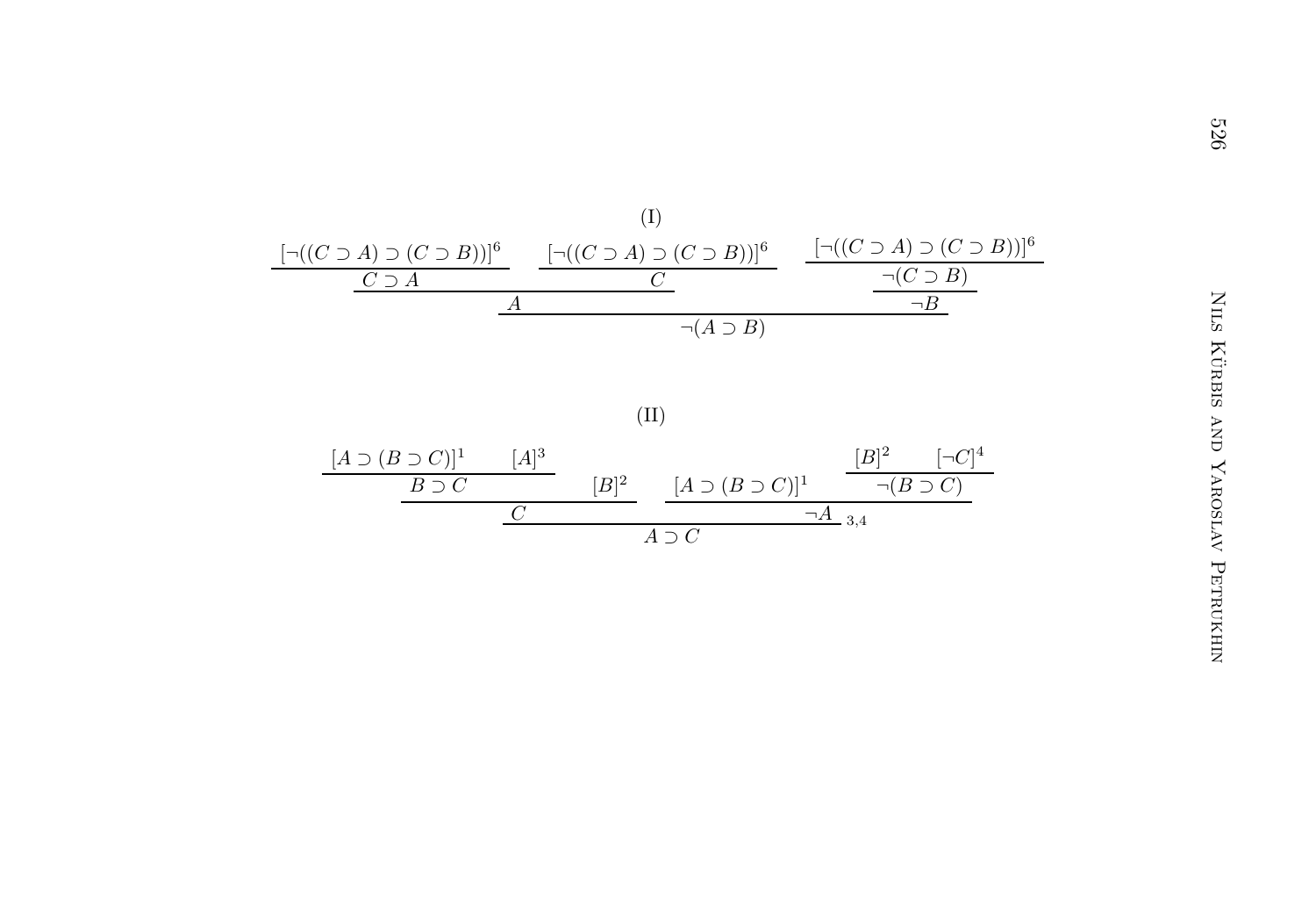(I)

$$
\dfrac{\dfrac{\dfrac{[\neg((C \supset A) \supset (C \supset B))]^6}{C \supset A} \qquad \dfrac{[\neg((C \supset A) \supset (C \supset B))]^6}{C}}{A} \qquad \dfrac{\dfrac{[\neg((C \supset A) \supset (C \supset B))]^6}{\neg(C \supset B)}}{\neg B}}{\neg(A \supset B)}
$$

(II)

$$
\dfrac{\dfrac{\dfrac{[A \supset (B \supset C)]^1 \qquad [A]^3}{B \supset C} \qquad [B]^2}{C} \qquad \dfrac{[A \supset (B \supset C)]^1 \qquad \dfrac{[B]^2 \qquad [\neg C]^4}{\neg(B \supset C)}}{\neg A}}{A \supset C}\ {}_{3,4}
$$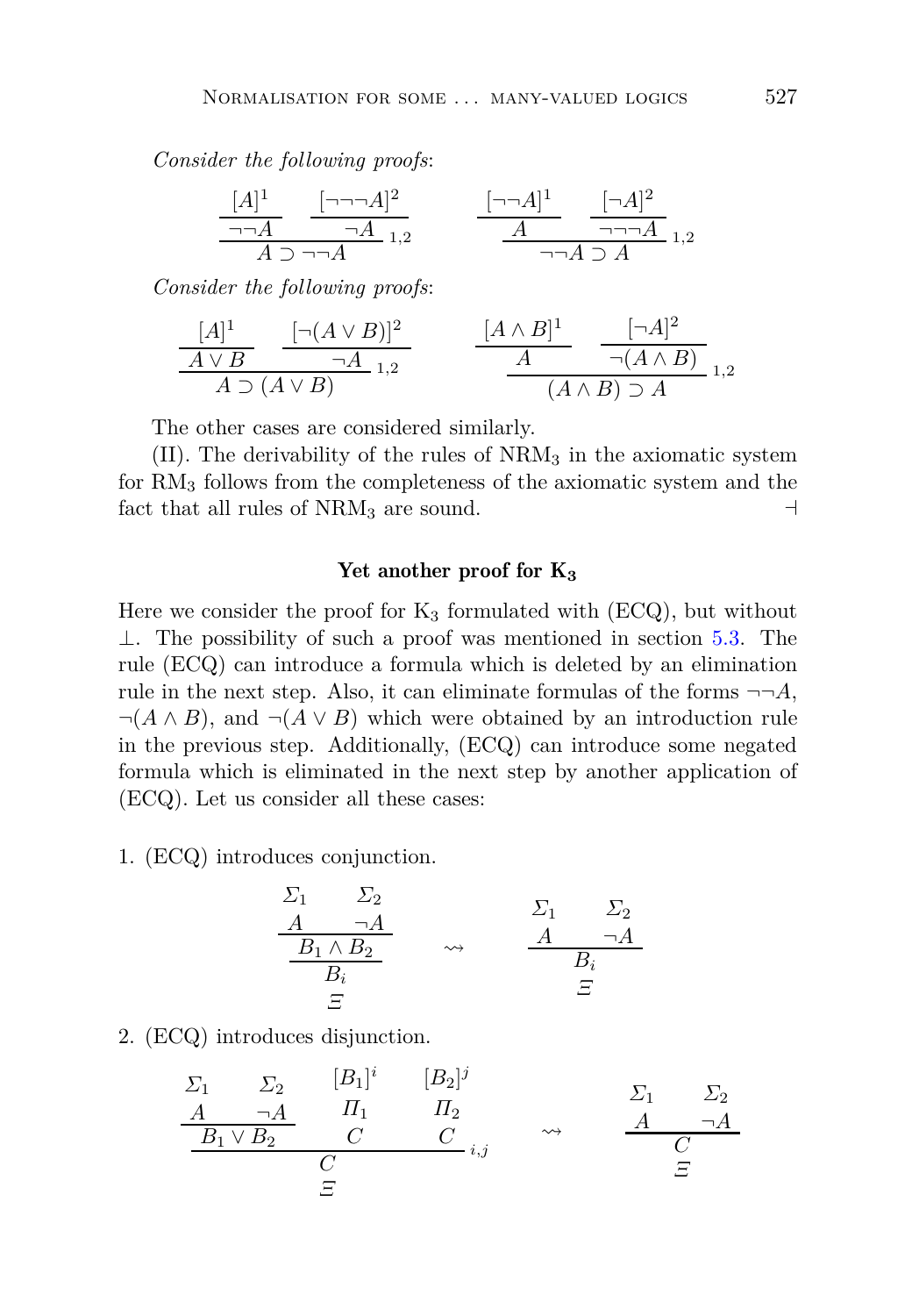*Consider the following proofs*:

$$\dfrac{\dfrac{[A]^1}{\neg\neg A} \qquad \dfrac{[\neg\neg\neg A]^2}{\neg A}}{A \supset \neg\neg A}\,{\scriptstyle 1,2} \qquad\qquad \dfrac{\dfrac{[\neg\neg A]^1}{A} \qquad \dfrac{[\neg A]^2}{\neg\neg\neg A}}{\neg\neg A \supset A}\,{\scriptstyle 1,2}$$

*Consider the following proofs*:

$$\dfrac{\dfrac{[A]^1}{A \vee B} \qquad \dfrac{[\neg(A \vee B)]^2}{\neg A}}{A \supset (A \vee B)}\,{\scriptstyle 1,2} \qquad\qquad \dfrac{\dfrac{[A \wedge B]^1}{A} \qquad \dfrac{[\neg A]^2}{\neg(A \wedge B)}}{(A \wedge B) \supset A}\,{\scriptstyle 1,2}$$

The other cases are considered similarly.

(II). The derivability of the rules of $\mathrm{NRM}_3$ in the axiomatic system for $\mathrm{RM}_3$ follows from the completeness of the axiomatic system and the fact that all rules of $\mathrm{NRM}_3$ are sound. ⊣

### Yet another proof for $\mathbf{K_3}$

Here we consider the proof for $\mathrm{K}_3$ formulated with (ECQ), but without $\bot$. The possibility of such a proof was mentioned in section 5.3. The rule (ECQ) can introduce a formula which is deleted by an elimination rule in the next step. Also, it can eliminate formulas of the forms $\neg\neg A$, $\neg(A \wedge B)$, and $\neg(A \vee B)$ which were obtained by an introduction rule in the previous step. Additionally, (ECQ) can introduce some negated formula which is eliminated in the next step by another application of (ECQ). Let us consider all these cases:

1. (ECQ) introduces conjunction.

$$\dfrac{\dfrac{\begin{matrix}\Sigma_1 \\ A\end{matrix} \qquad \begin{matrix}\Sigma_2 \\ \neg A\end{matrix}}{B_1 \wedge B_2}}{\begin{matrix}B_i \\ \Xi\end{matrix}} \quad \rightsquigarrow \quad \dfrac{\begin{matrix}\Sigma_1 \\ A\end{matrix} \qquad \begin{matrix}\Sigma_2 \\ \neg A\end{matrix}}{\begin{matrix}B_i \\ \Xi\end{matrix}}$$

2. (ECQ) introduces disjunction.

$$\dfrac{\dfrac{\begin{matrix}\Sigma_1 \\ A\end{matrix} \qquad \begin{matrix}\Sigma_2 \\ \neg A\end{matrix}}{B_1 \vee B_2} \qquad \begin{matrix}[B_1]^i \\ \Pi_1 \\ C\end{matrix} \qquad \begin{matrix}[B_2]^j \\ \Pi_2 \\ C\end{matrix}}{\begin{matrix}C \\ \Xi\end{matrix}}\,{\scriptstyle i,j} \quad \rightsquigarrow \quad \dfrac{\begin{matrix}\Sigma_1 \\ A\end{matrix} \qquad \begin{matrix}\Sigma_2 \\ \neg A\end{matrix}}{\begin{matrix}C \\ \Xi\end{matrix}}$$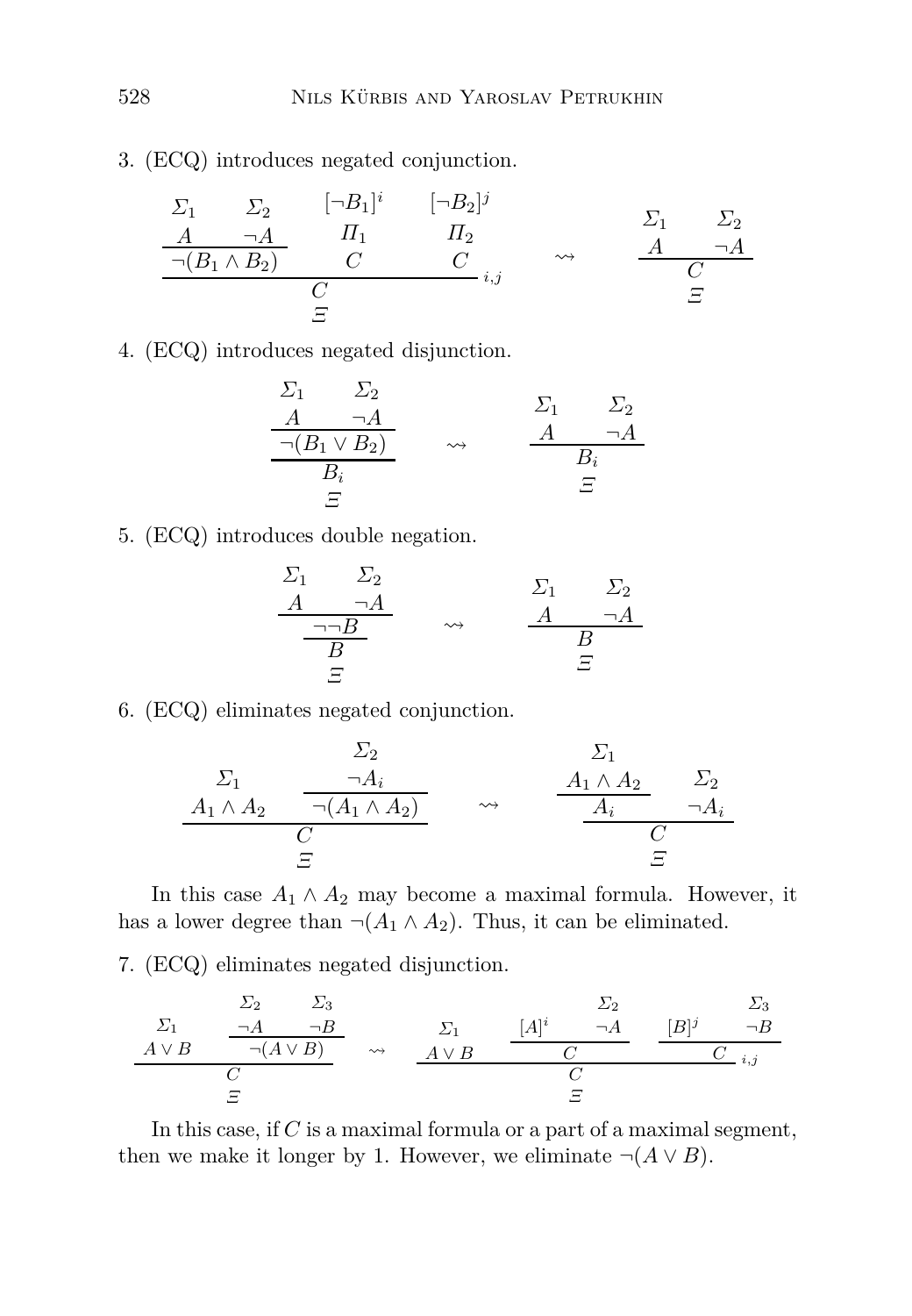3. (ECQ) introduces negated conjunction.

$$\dfrac{\dfrac{\begin{array}{cc}\Sigma_1 & \Sigma_2 \\ A & \neg A\end{array}}{\neg(B_1 \wedge B_2)} \quad \begin{array}{c}[\neg B_1]^i \\ \Pi_1 \\ C\end{array} \quad \begin{array}{c}[\neg B_2]^j \\ \Pi_2 \\ C\end{array}}{\begin{array}{c}C \\ \Xi\end{array}}{\scriptstyle i,j} \quad \rightsquigarrow \quad \dfrac{\begin{array}{cc}\Sigma_1 & \Sigma_2 \\ A & \neg A\end{array}}{\begin{array}{c}C \\ \Xi\end{array}}$$

4. (ECQ) introduces negated disjunction.

$$\dfrac{\dfrac{\begin{array}{cc}\Sigma_1 & \Sigma_2 \\ A & \neg A\end{array}}{\neg(B_1 \vee B_2)}}{\begin{array}{c}B_i \\ \Xi\end{array}} \quad \rightsquigarrow \quad \dfrac{\begin{array}{cc}\Sigma_1 & \Sigma_2 \\ A & \neg A\end{array}}{\begin{array}{c}B_i \\ \Xi\end{array}}$$

5. (ECQ) introduces double negation.

$$\dfrac{\dfrac{\begin{array}{cc}\Sigma_1 & \Sigma_2 \\ A & \neg A\end{array}}{\neg\neg B}}{\begin{array}{c}B \\ \Xi\end{array}} \quad \rightsquigarrow \quad \dfrac{\begin{array}{cc}\Sigma_1 & \Sigma_2 \\ A & \neg A\end{array}}{\begin{array}{c}B \\ \Xi\end{array}}$$

6. (ECQ) eliminates negated conjunction.

$$\dfrac{\begin{array}{c}\Sigma_1 \\ A_1 \wedge A_2\end{array} \quad \dfrac{\begin{array}{c}\Sigma_2 \\ \neg A_i\end{array}}{\neg(A_1 \wedge A_2)}}{\begin{array}{c}C \\ \Xi\end{array}} \quad \rightsquigarrow \quad \dfrac{\dfrac{\begin{array}{c}\Sigma_1 \\ A_1 \wedge A_2\end{array}}{A_i} \quad \begin{array}{c}\Sigma_2 \\ \neg A_i\end{array}}{\begin{array}{c}C \\ \Xi\end{array}}$$

In this case $A_1 \wedge A_2$ may become a maximal formula. However, it has a lower degree than $\neg(A_1 \wedge A_2)$. Thus, it can be eliminated.

7. (ECQ) eliminates negated disjunction.

$$\dfrac{\begin{array}{c}\Sigma_1 \\ A \vee B\end{array} \quad \dfrac{\begin{array}{cc}\Sigma_2 & \Sigma_3 \\ \neg A & \neg B\end{array}}{\neg(A \vee B)}}{\begin{array}{c}C \\ \Xi\end{array}} \quad \rightsquigarrow \quad \dfrac{\begin{array}{c}\Sigma_1 \\ A \vee B\end{array} \quad \dfrac{[A]^i \quad \begin{array}{c}\Sigma_2 \\ \neg A\end{array}}{C} \quad \dfrac{[B]^j \quad \begin{array}{c}\Sigma_3 \\ \neg B\end{array}}{C}}{\begin{array}{c}C \\ \Xi\end{array}}{\scriptstyle i,j}$$

In this case, if $C$ is a maximal formula or a part of a maximal segment, then we make it longer by 1. However, we eliminate $\neg(A \vee B)$.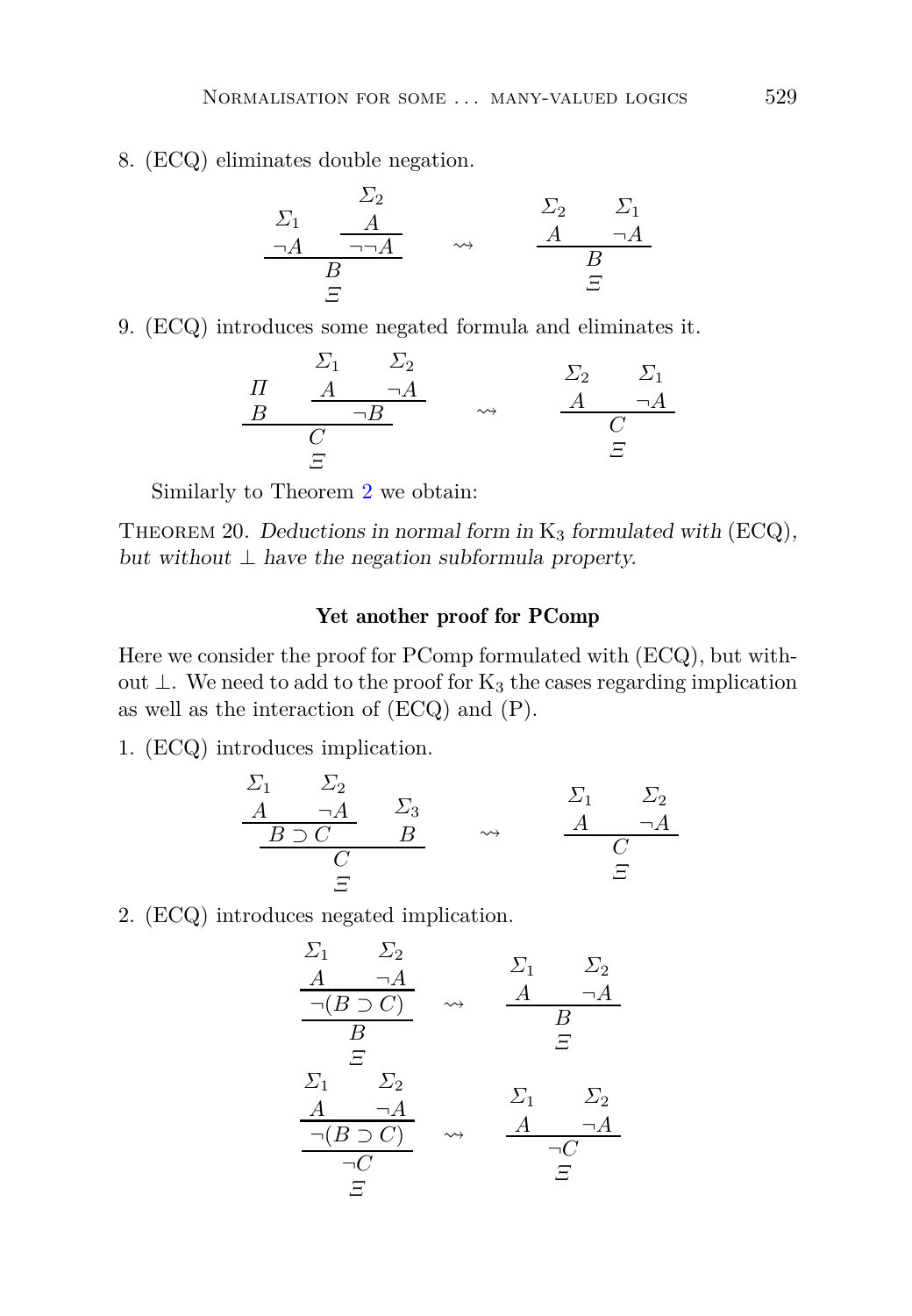8. (ECQ) eliminates double negation.

$$\dfrac{\begin{matrix}\Sigma_1 \\ \neg A\end{matrix} \quad \dfrac{\begin{matrix}\Sigma_2 \\ A\end{matrix}}{\neg\neg A}}{\begin{matrix}B \\ \Xi\end{matrix}} \quad \rightsquigarrow \quad \dfrac{\begin{matrix}\Sigma_2 \\ A\end{matrix} \quad \begin{matrix}\Sigma_1 \\ \neg A\end{matrix}}{\begin{matrix}B \\ \Xi\end{matrix}}$$

9. (ECQ) introduces some negated formula and eliminates it.

$$\dfrac{\begin{matrix}\Pi \\ B\end{matrix} \quad \dfrac{\begin{matrix}\Sigma_1 \\ A\end{matrix} \quad \begin{matrix}\Sigma_2 \\ \neg A\end{matrix}}{\neg B}}{\begin{matrix}C \\ \Xi\end{matrix}} \quad \rightsquigarrow \quad \dfrac{\begin{matrix}\Sigma_2 \\ A\end{matrix} \quad \begin{matrix}\Sigma_1 \\ \neg A\end{matrix}}{\begin{matrix}C \\ \Xi\end{matrix}}$$

Similarly to Theorem 2 we obtain:

Theorem 20. *Deductions in normal form in* $\mathrm{K}_3$ *formulated with* (ECQ), *but without* $\bot$ *have the negation subformula property.*

### Yet another proof for PComp

Here we consider the proof for PComp formulated with (ECQ), but without $\bot$. We need to add to the proof for $\mathrm{K}_3$ the cases regarding implication as well as the interaction of (ECQ) and (P).

1. (ECQ) introduces implication.

$$\dfrac{\dfrac{\begin{matrix}\Sigma_1 \\ A\end{matrix} \quad \begin{matrix}\Sigma_2 \\ \neg A\end{matrix}}{B \supset C} \quad \begin{matrix}\Sigma_3 \\ B\end{matrix}}{\begin{matrix}C \\ \Xi\end{matrix}} \quad \rightsquigarrow \quad \dfrac{\begin{matrix}\Sigma_1 \\ A\end{matrix} \quad \begin{matrix}\Sigma_2 \\ \neg A\end{matrix}}{\begin{matrix}C \\ \Xi\end{matrix}}$$

2. (ECQ) introduces negated implication.

$$\dfrac{\dfrac{\begin{matrix}\Sigma_1 \\ A\end{matrix} \quad \begin{matrix}\Sigma_2 \\ \neg A\end{matrix}}{\neg(B \supset C)}}{\begin{matrix}B \\ \Xi\end{matrix}} \quad \rightsquigarrow \quad \dfrac{\begin{matrix}\Sigma_1 \\ A\end{matrix} \quad \begin{matrix}\Sigma_2 \\ \neg A\end{matrix}}{\begin{matrix}B \\ \Xi\end{matrix}}$$

$$\dfrac{\dfrac{\begin{matrix}\Sigma_1 \\ A\end{matrix} \quad \begin{matrix}\Sigma_2 \\ \neg A\end{matrix}}{\neg(B \supset C)}}{\begin{matrix}\neg C \\ \Xi\end{matrix}} \quad \rightsquigarrow \quad \dfrac{\begin{matrix}\Sigma_1 \\ A\end{matrix} \quad \begin{matrix}\Sigma_2 \\ \neg A\end{matrix}}{\begin{matrix}\neg C \\ \Xi\end{matrix}}$$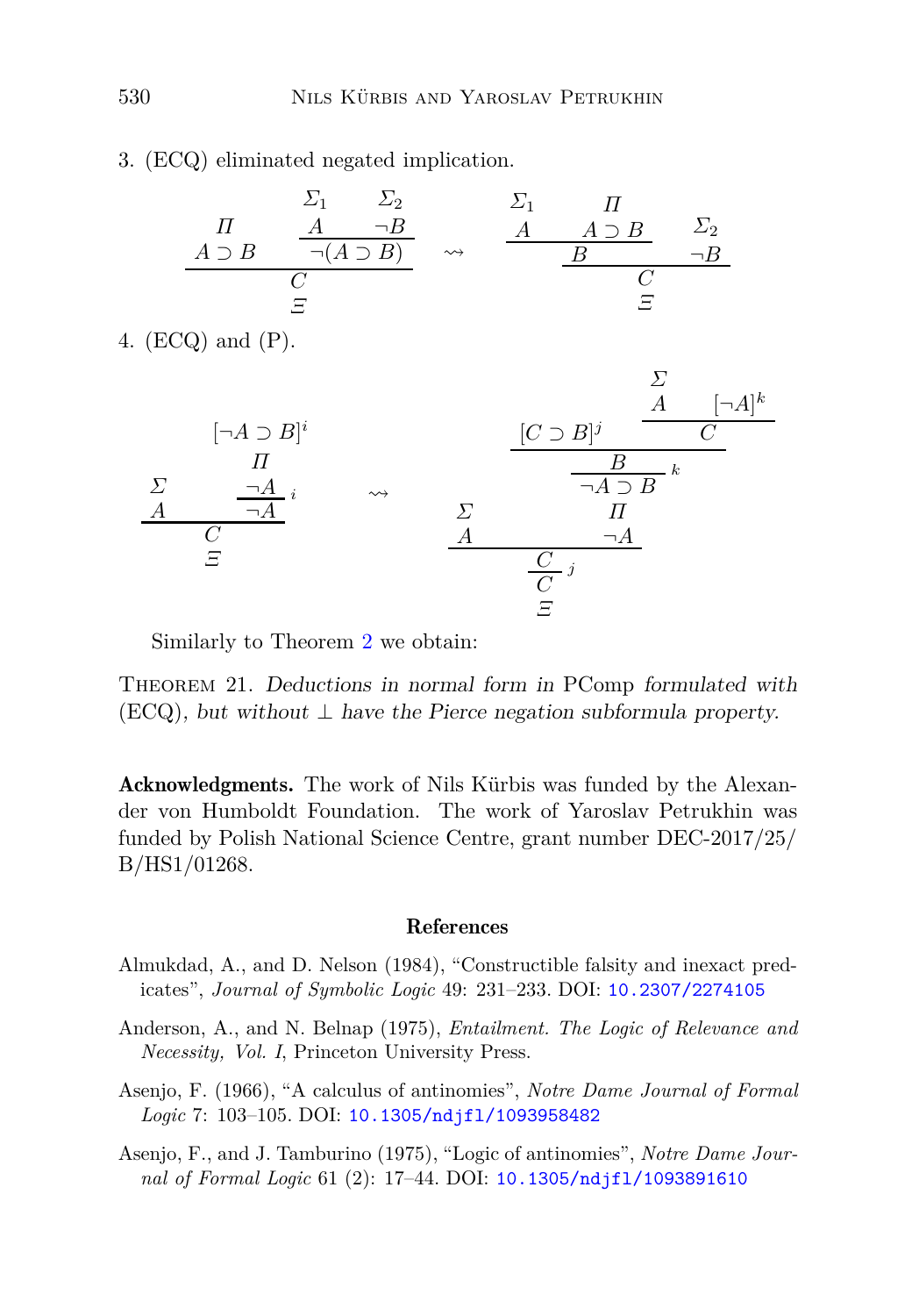3. (ECQ) eliminated negated implication.

$$\dfrac{\begin{matrix} \Pi \\ A \supset B \end{matrix} \qquad \dfrac{\begin{matrix} \Sigma_1 \\ A \end{matrix} \quad \begin{matrix} \Sigma_2 \\ \neg B \end{matrix}}{\neg(A \supset B)}}{\begin{matrix} C \\ \Xi \end{matrix}} \quad \rightsquigarrow \quad \dfrac{\dfrac{\begin{matrix} \Sigma_1 \\ A \end{matrix} \quad \begin{matrix} \Pi \\ A \supset B \end{matrix}}{B} \qquad \begin{matrix} \Sigma_2 \\ \neg B \end{matrix}}{\begin{matrix} C \\ \Xi \end{matrix}}$$

4. (ECQ) and (P).

$$\dfrac{\begin{matrix} \Sigma \\ A \end{matrix} \qquad \dfrac{\begin{matrix} [\neg A \supset B]^i \\ \Pi \\ \neg A \end{matrix}}{\neg A}\,i}{\begin{matrix} C \\ \Xi \end{matrix}} \quad \rightsquigarrow \quad \dfrac{\dfrac{\begin{matrix} \Sigma \\ A \end{matrix} \qquad \begin{matrix} \dfrac{\dfrac{[C \supset B]^j \qquad \dfrac{\begin{matrix} \Sigma \\ A \end{matrix} \quad [\neg A]^k}{C}}{B}}{\neg A \supset B}\,k \\ \Pi \\ \neg A \end{matrix}}{C}}{\begin{matrix} C \\ \Xi \end{matrix}}\,j$$

Similarly to Theorem 2 we obtain:

Theorem 21. *Deductions in normal form in* PComp *formulated with* (ECQ)*, but without* $\bot$ *have the Pierce negation subformula property.*

**Acknowledgments.** The work of Nils Kürbis was funded by the Alexander von Humboldt Foundation. The work of Yaroslav Petrukhin was funded by Polish National Science Centre, grant number DEC-2017/25/B/HS1/01268.

## References

Almukdad, A., and D. Nelson (1984), "Constructible falsity and inexact predicates", *Journal of Symbolic Logic* 49: 231–233. DOI: 10.2307/2274105

Anderson, A., and N. Belnap (1975), *Entailment. The Logic of Relevance and Necessity, Vol. I*, Princeton University Press.

Asenjo, F. (1966), "A calculus of antinomies", *Notre Dame Journal of Formal Logic* 7: 103–105. DOI: 10.1305/ndjfl/1093958482

Asenjo, F., and J. Tamburino (1975), "Logic of antinomies", *Notre Dame Journal of Formal Logic* 61 (2): 17–44. DOI: 10.1305/ndjfl/1093891610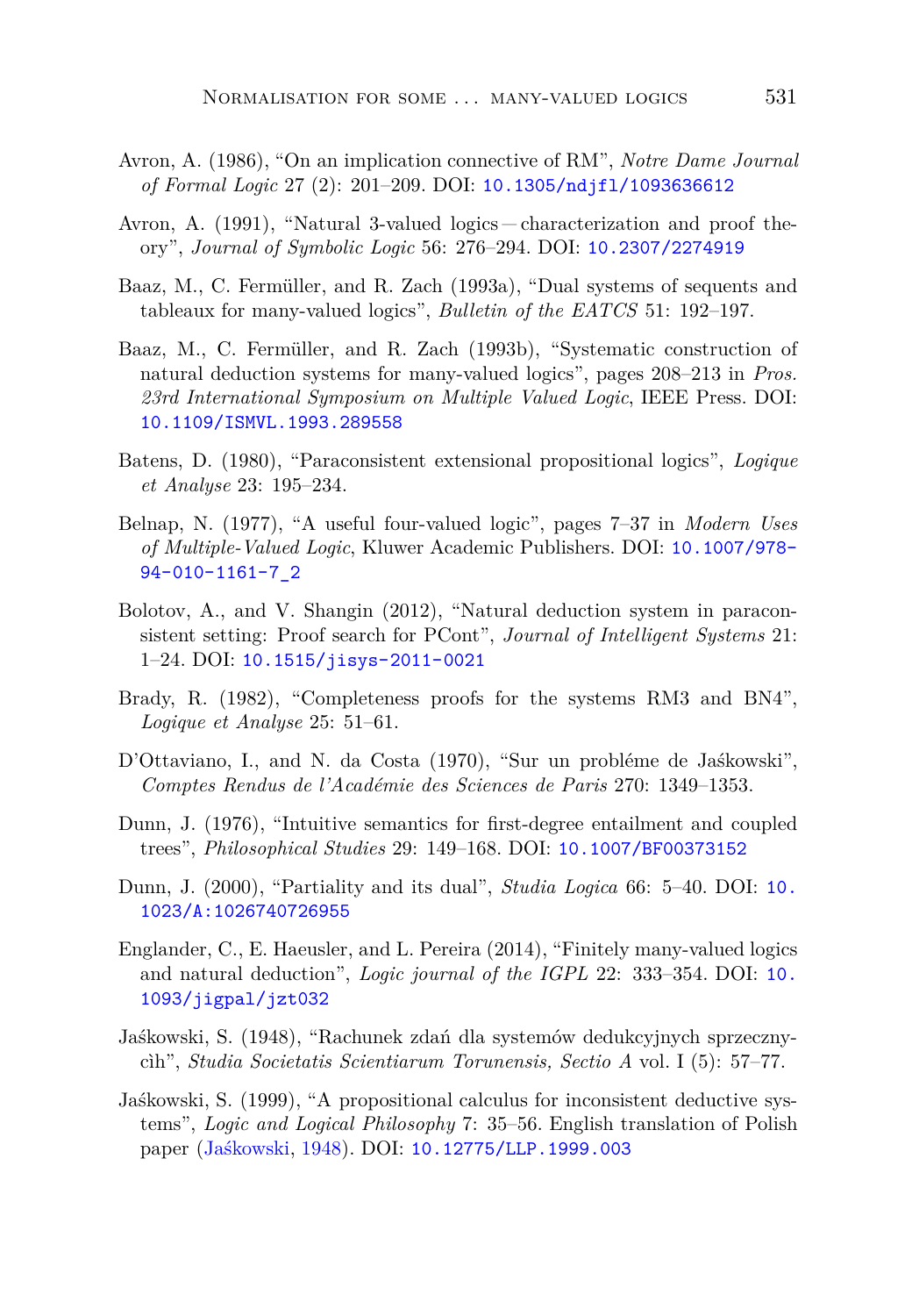Avron, A. (1986), "On an implication connective of RM", *Notre Dame Journal of Formal Logic* 27 (2): 201–209. DOI: 10.1305/ndjfl/1093636612

Avron, A. (1991), "Natural 3-valued logics — characterization and proof theory", *Journal of Symbolic Logic* 56: 276–294. DOI: 10.2307/2274919

Baaz, M., C. Fermüller, and R. Zach (1993a), "Dual systems of sequents and tableaux for many-valued logics", *Bulletin of the EATCS* 51: 192–197.

Baaz, M., C. Fermüller, and R. Zach (1993b), "Systematic construction of natural deduction systems for many-valued logics", pages 208–213 in *Pros. 23rd International Symposium on Multiple Valued Logic*, IEEE Press. DOI: 10.1109/ISMVL.1993.289558

Batens, D. (1980), "Paraconsistent extensional propositional logics", *Logique et Analyse* 23: 195–234.

Belnap, N. (1977), "A useful four-valued logic", pages 7–37 in *Modern Uses of Multiple-Valued Logic*, Kluwer Academic Publishers. DOI: 10.1007/978-94-010-1161-7_2

Bolotov, A., and V. Shangin (2012), "Natural deduction system in paraconsistent setting: Proof search for PCont", *Journal of Intelligent Systems* 21: 1–24. DOI: 10.1515/jisys-2011-0021

Brady, R. (1982), "Completeness proofs for the systems RM3 and BN4", *Logique et Analyse* 25: 51–61.

D'Ottaviano, I., and N. da Costa (1970), "Sur un probléme de Jaśkowski", *Comptes Rendus de l'Académie des Sciences de Paris* 270: 1349–1353.

Dunn, J. (1976), "Intuitive semantics for first-degree entailment and coupled trees", *Philosophical Studies* 29: 149–168. DOI: 10.1007/BF00373152

Dunn, J. (2000), "Partiality and its dual", *Studia Logica* 66: 5–40. DOI: 10.1023/A:1026740726955

Englander, C., E. Haeusler, and L. Pereira (2014), "Finitely many-valued logics and natural deduction", *Logic journal of the IGPL* 22: 333–354. DOI: 10.1093/jigpal/jzt032

Jaśkowski, S. (1948), "Rachunek zdań dla systemów dedukcyjnych sprzecznycìh", *Studia Societatis Scientiarum Torunensis, Sectio A* vol. I (5): 57–77.

Jaśkowski, S. (1999), "A propositional calculus for inconsistent deductive systems", *Logic and Logical Philosophy* 7: 35–56. English translation of Polish paper (Jaśkowski, 1948). DOI: 10.12775/LLP.1999.003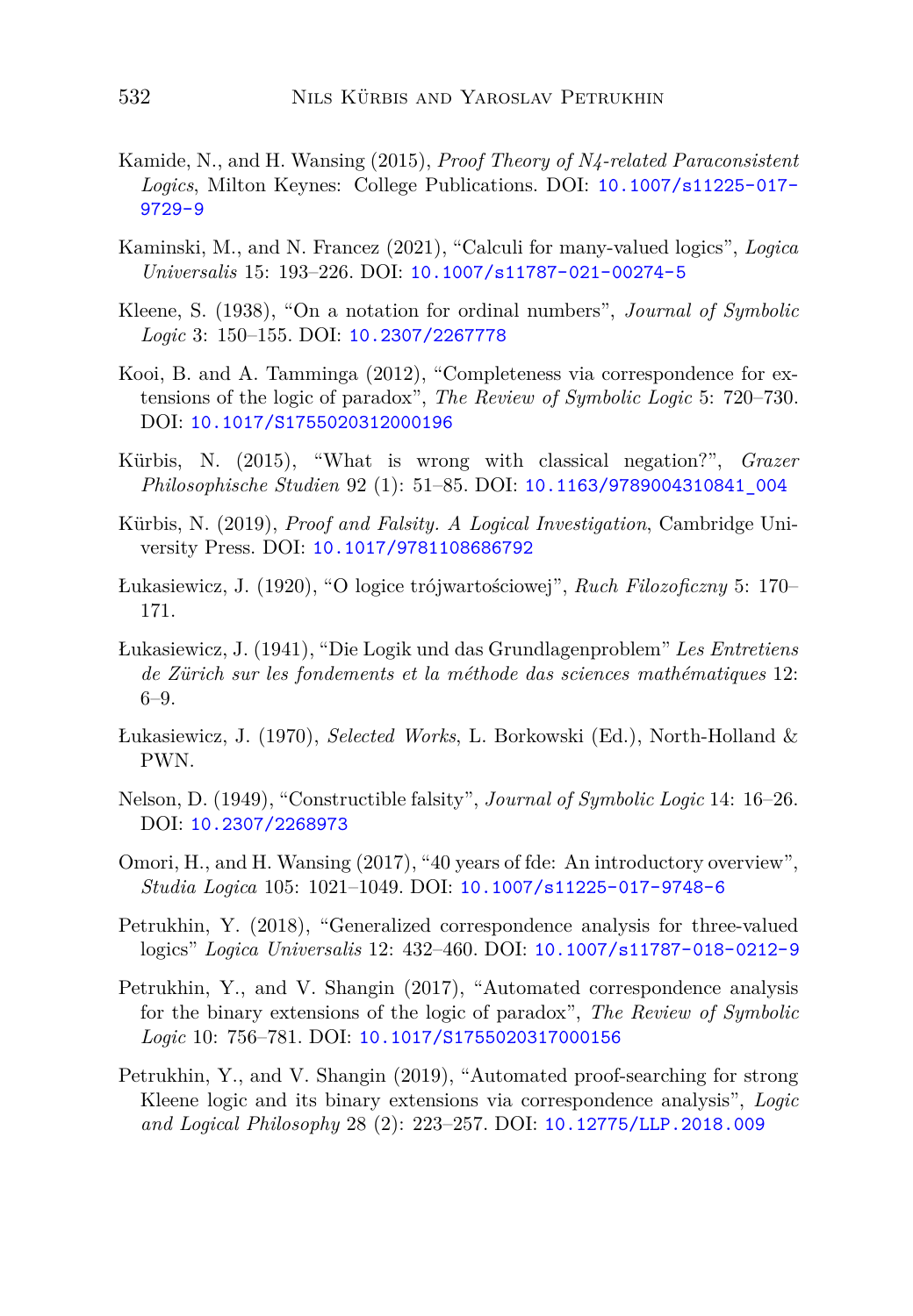Kamide, N., and H. Wansing (2015), *Proof Theory of N4-related Paraconsistent Logics*, Milton Keynes: College Publications. DOI: 10.1007/s11225-017-9729-9

Kaminski, M., and N. Francez (2021), "Calculi for many-valued logics", *Logica Universalis* 15: 193–226. DOI: 10.1007/s11787-021-00274-5

Kleene, S. (1938), "On a notation for ordinal numbers", *Journal of Symbolic Logic* 3: 150–155. DOI: 10.2307/2267778

Kooi, B. and A. Tamminga (2012), "Completeness via correspondence for extensions of the logic of paradox", *The Review of Symbolic Logic* 5: 720–730. DOI: 10.1017/S1755020312000196

Kürbis, N. (2015), "What is wrong with classical negation?", *Grazer Philosophische Studien* 92 (1): 51–85. DOI: 10.1163/9789004310841_004

Kürbis, N. (2019), *Proof and Falsity. A Logical Investigation*, Cambridge University Press. DOI: 10.1017/9781108686792

Łukasiewicz, J. (1920), "O logice trójwartościowej", *Ruch Filozoficzny* 5: 170–171.

Łukasiewicz, J. (1941), "Die Logik und das Grundlagenproblem" *Les Entretiens de Zürich sur les fondements et la méthode das sciences mathématiques* 12: 6–9.

Łukasiewicz, J. (1970), *Selected Works*, L. Borkowski (Ed.), North-Holland & PWN.

Nelson, D. (1949), "Constructible falsity", *Journal of Symbolic Logic* 14: 16–26. DOI: 10.2307/2268973

Omori, H., and H. Wansing (2017), "40 years of fde: An introductory overview", *Studia Logica* 105: 1021–1049. DOI: 10.1007/s11225-017-9748-6

Petrukhin, Y. (2018), "Generalized correspondence analysis for three-valued logics" *Logica Universalis* 12: 432–460. DOI: 10.1007/s11787-018-0212-9

Petrukhin, Y., and V. Shangin (2017), "Automated correspondence analysis for the binary extensions of the logic of paradox", *The Review of Symbolic Logic* 10: 756–781. DOI: 10.1017/S1755020317000156

Petrukhin, Y., and V. Shangin (2019), "Automated proof-searching for strong Kleene logic and its binary extensions via correspondence analysis", *Logic and Logical Philosophy* 28 (2): 223–257. DOI: 10.12775/LLP.2018.009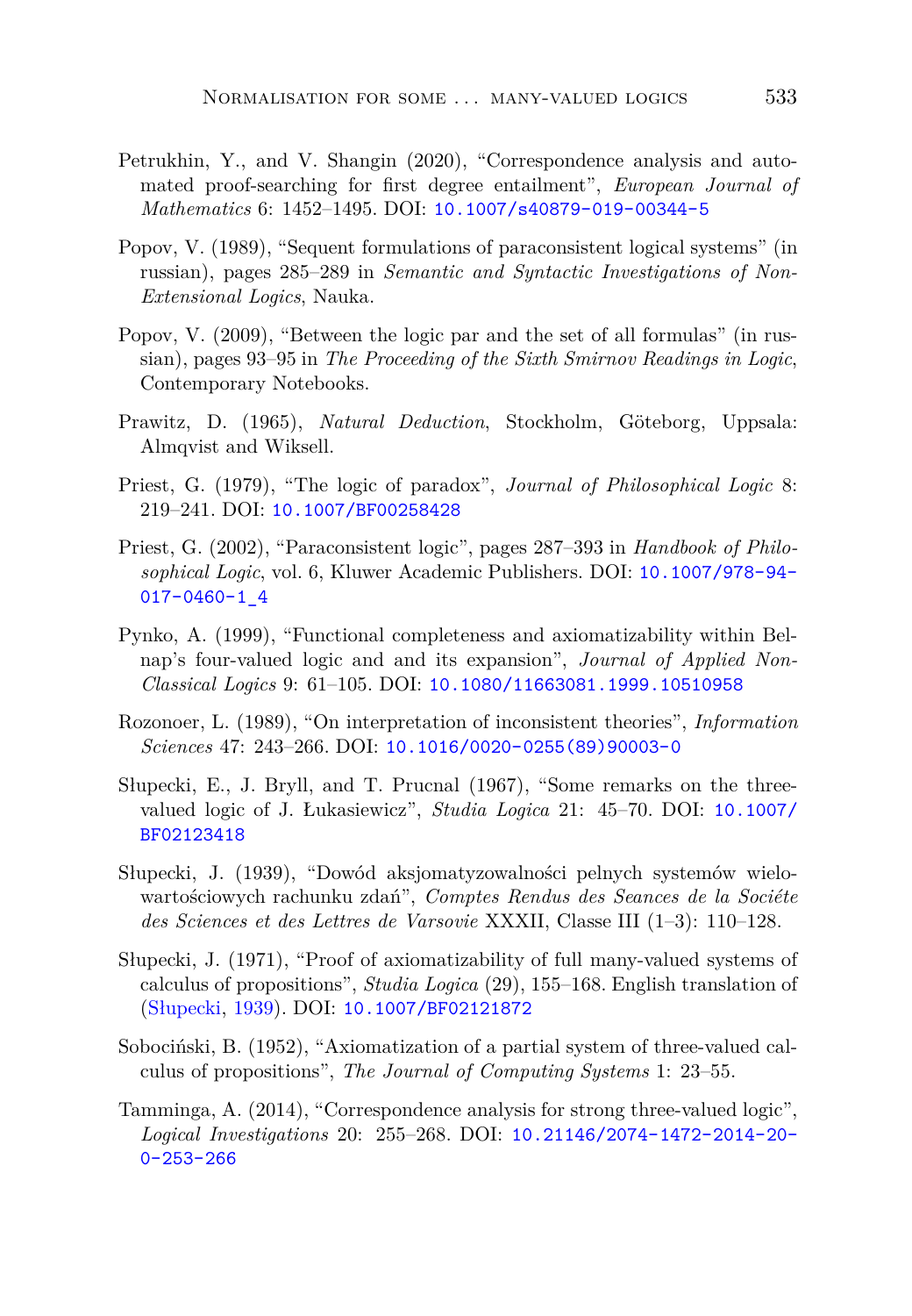Petrukhin, Y., and V. Shangin (2020), "Correspondence analysis and automated proof-searching for first degree entailment", *European Journal of Mathematics* 6: 1452–1495. DOI: 10.1007/s40879-019-00344-5

Popov, V. (1989), "Sequent formulations of paraconsistent logical systems" (in russian), pages 285–289 in *Semantic and Syntactic Investigations of Non-Extensional Logics*, Nauka.

Popov, V. (2009), "Between the logic par and the set of all formulas" (in russian), pages 93–95 in *The Proceeding of the Sixth Smirnov Readings in Logic*, Contemporary Notebooks.

Prawitz, D. (1965), *Natural Deduction*, Stockholm, Göteborg, Uppsala: Almqvist and Wiksell.

Priest, G. (1979), "The logic of paradox", *Journal of Philosophical Logic* 8: 219–241. DOI: 10.1007/BF00258428

Priest, G. (2002), "Paraconsistent logic", pages 287–393 in *Handbook of Philosophical Logic*, vol. 6, Kluwer Academic Publishers. DOI: 10.1007/978-94-017-0460-1_4

Pynko, A. (1999), "Functional completeness and axiomatizability within Belnap's four-valued logic and and its expansion", *Journal of Applied Non-Classical Logics* 9: 61–105. DOI: 10.1080/11663081.1999.10510958

Rozonoer, L. (1989), "On interpretation of inconsistent theories", *Information Sciences* 47: 243–266. DOI: 10.1016/0020-0255(89)90003-0

Słupecki, E., J. Bryll, and T. Prucnal (1967), "Some remarks on the three-valued logic of J. Łukasiewicz", *Studia Logica* 21: 45–70. DOI: 10.1007/BF02123418

Słupecki, J. (1939), "Dowód aksjomatyzowalności pelnych systemów wielowartościowych rachunku zdań", *Comptes Rendus des Seances de la Sociéte des Sciences et des Lettres de Varsovie* XXXII, Classe III (1–3): 110–128.

Słupecki, J. (1971), "Proof of axiomatizability of full many-valued systems of calculus of propositions", *Studia Logica* (29), 155–168. English translation of (Słupecki, 1939). DOI: 10.1007/BF02121872

Sobociński, B. (1952), "Axiomatization of a partial system of three-valued calculus of propositions", *The Journal of Computing Systems* 1: 23–55.

Tamminga, A. (2014), "Correspondence analysis for strong three-valued logic", *Logical Investigations* 20: 255–268. DOI: 10.21146/2074-1472-2014-20-0-253-266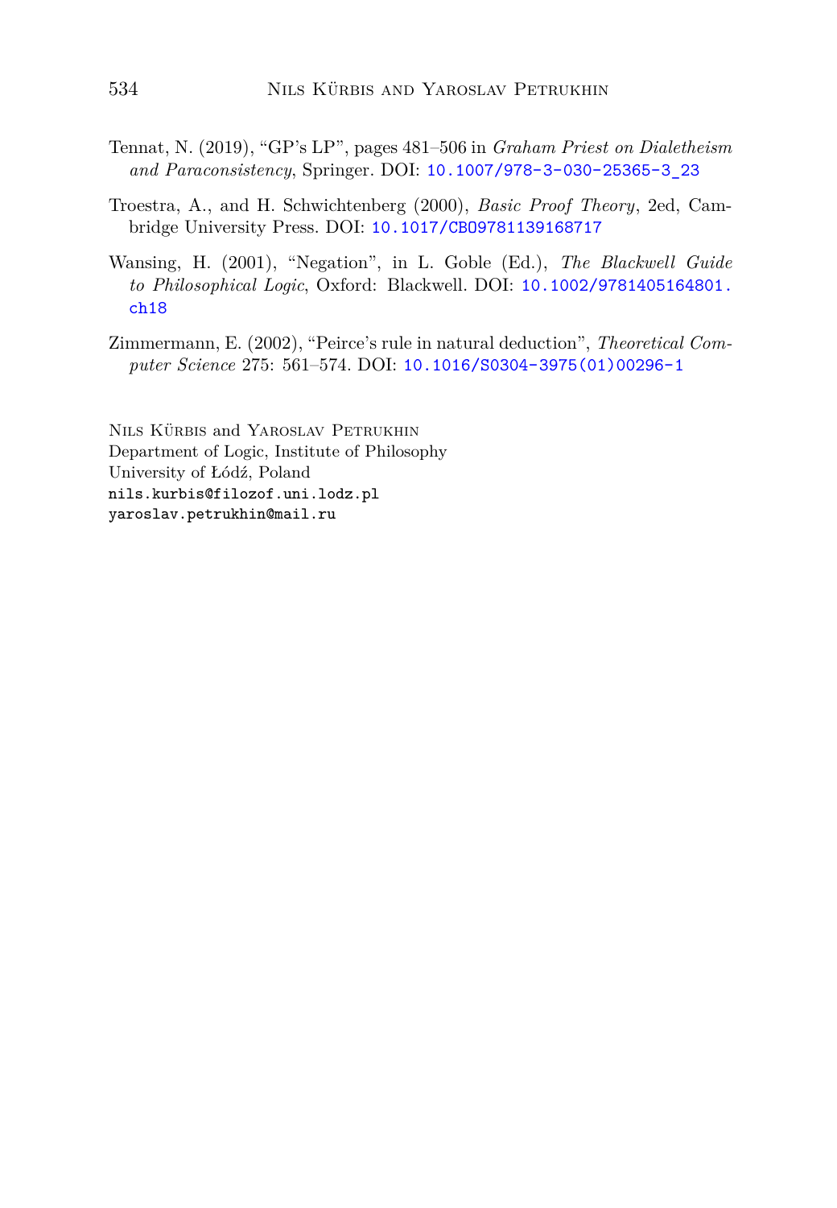Tennat, N. (2019), "GP's LP", pages 481–506 in *Graham Priest on Dialetheism and Paraconsistency*, Springer. DOI: 10.1007/978-3-030-25365-3_23

Troestra, A., and H. Schwichtenberg (2000), *Basic Proof Theory*, 2ed, Cambridge University Press. DOI: 10.1017/CBO9781139168717

Wansing, H. (2001), "Negation", in L. Goble (Ed.), *The Blackwell Guide to Philosophical Logic*, Oxford: Blackwell. DOI: 10.1002/9781405164801.ch18

Zimmermann, E. (2002), "Peirce's rule in natural deduction", *Theoretical Computer Science* 275: 561–574. DOI: 10.1016/S0304-3975(01)00296-1

Nils Kürbis and Yaroslav Petrukhin
Department of Logic, Institute of Philosophy
University of Łódź, Poland
nils.kurbis@filozof.uni.lodz.pl
yaroslav.petrukhin@mail.ru